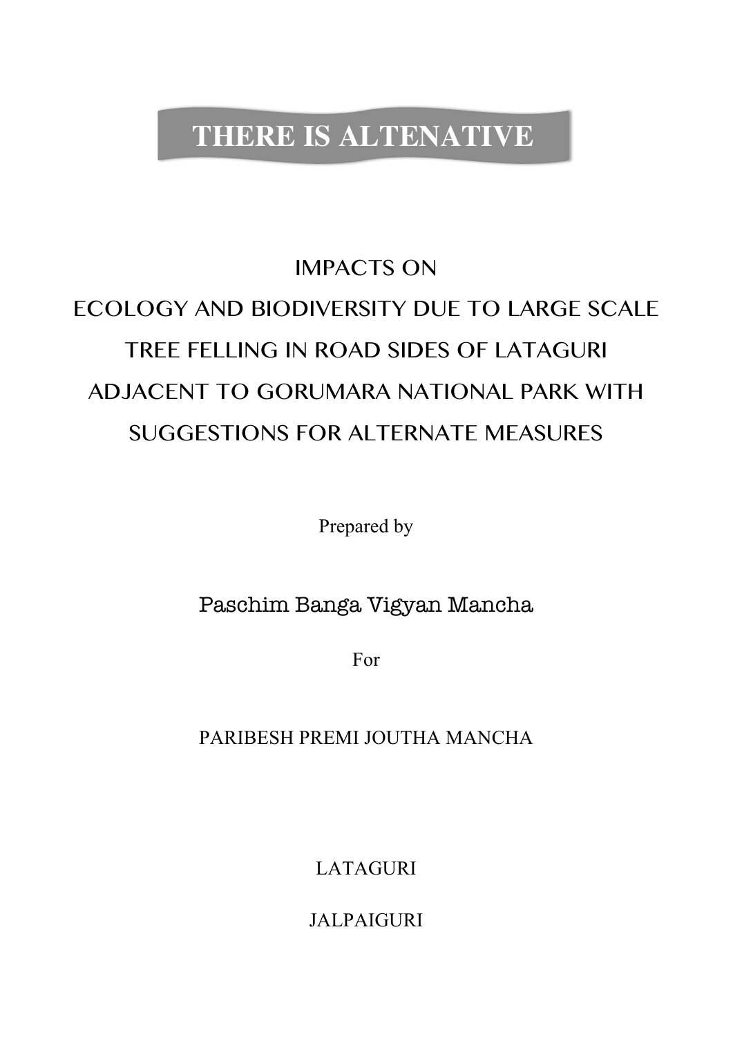# THERE IS ALTENATIVE

## IMPACTS ON ECOLOGY AND BIODIVERSITY DUE TO LARGE SCALE TREE FELLING IN ROAD SIDES OF LATAGURI ADJACENT TO GORUMARA NATIONAL PARK WITH SUGGESTIONS FOR ALTERNATE MEASURES

Prepared by

Paschim Banga Vigyan Mancha

For

PARIBESH PREMI JOUTHA MANCHA

LATAGURI

JALPAIGURI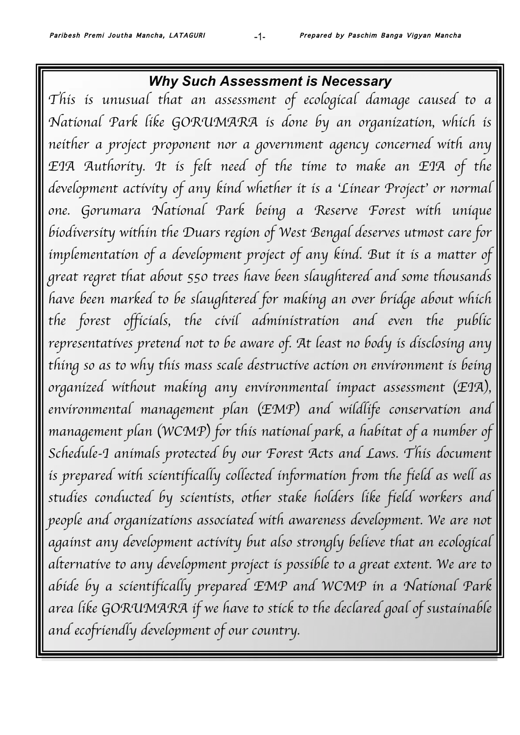## Why Such Assessment is Necessary

*This is unusual that an assessment of ecological damage caused to a National Park like GORUMARA is done by an organization, which is neither a project proponent nor a government agency concerned with any EIA Authority. It is felt need of the time to make an EIA of the development activity of any kind whether it is a 'Linear Project' or normal one. Gorumara National Park being a Reserve Forest with unique biodiversity within the Duars region of West Bengal deserves utmost care for implementation of a development project of any kind. But it is a matter of great regret that about 550 trees have been slaughtered and some thousands have been marked to be slaughtered for making an over bridge about which the forest officials, the civil administration and even the public representatives pretend not to be aware of. At least no body is disclosing any thing so as to why this mass scale destructive action on environment is being organized without making any environmental impact assessment (EIA), environmental management plan (EMP) and wildlife conservation and management plan (WCMP) for this national park, a habitat of a number of Schedule-I animals protected by our Forest Acts and Laws. This document is prepared with scientifically collected information from the field as well as studies conducted by scientists, other stake holders like field workers and people and organizations associated with awareness development. We are not against any development activity but also strongly believe that an ecological alternative to any development project is possible to a great extent. We are to abide by a scientifically prepared EMP and WCMP in a National Park area like GORUMARA if we have to stick to the declared goal of sustainable and ecofriendly development of our country.*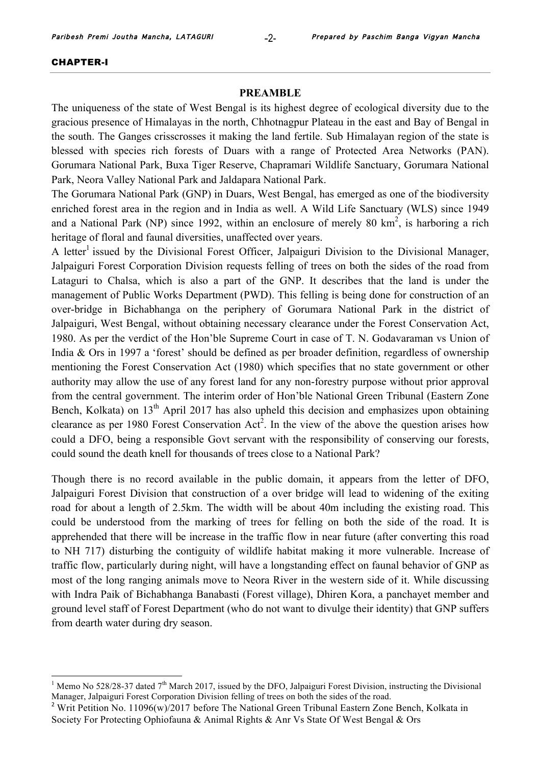**CHAPTER-I**

## PREAMBLE

The uniqueness of the state of West Bengal is its highest degree of ecological diversity due to the gracious presence of Himalayas in the north, Chhotnagpur Plateau in the east and Bay of Bengal in the south. The Ganges crisscrosses it making the land fertile. Sub Himalayan region of the state is blessed with species rich forests of Duars with a range of Protected Area Networks (PAN). Gorumara National Park, Buxa Tiger Reserve, Chapramari Wildlife Sanctuary, Gorumara National Park, Neora Valley National Park and Jaldapara National Park.

The Gorumara National Park (GNP) in Duars, West Bengal, has emerged as one of the biodiversity enriched forest area in the region and in India as well. A Wild Life Sanctuary (WLS) since 1949 and a National Park (NP) since 1992, within an enclosure of merely 80 $km^2$, is harboring a rich heritage of floral and faunal diversities, unaffected over years.

A letter[1] issued by the Divisional Forest Officer, Jalpaiguri Division to the Divisional Manager, Jalpaiguri Forest Corporation Division requests felling of trees on both the sides of the road from Lataguri to Chalsa, which is also a part of the GNP. It describes that the land is under the management of Public Works Department (PWD). This felling is being done for construction of an over-bridge in Bichabhanga on the periphery of Gorumara National Park in the district of Jalpaiguri, West Bengal, without obtaining necessary clearance under the Forest Conservation Act, 1980. As per the verdict of the Hon'ble Supreme Court in case of T. N. Godavaraman vs Union of India & Ors in 1997 a 'forest' should be defined as per broader definition, regardless of ownership mentioning the Forest Conservation Act (1980) which specifies that no state government or other authority may allow the use of any forest land for any non-forestry purpose without prior approval from the central government. The interim order of Hon'ble National Green Tribunal (Eastern Zone Bench, Kolkata) on 13th April 2017 has also upheld this decision and emphasizes upon obtaining clearance as per 1980 Forest Conservation Act[2]. In the view of the above the question arises how could a DFO, being a responsible Govt servant with the responsibility of conserving our forests, could sound the death knell for thousands of trees close to a National Park?

Though there is no record available in the public domain, it appears from the letter of DFO, Jalpaiguri Forest Division that construction of a over bridge will lead to widening of the exiting road for about a length of 2.5km. The width will be about 40m including the existing road. This could be understood from the marking of trees for felling on both the side of the road. It is apprehended that there will be increase in the traffic flow in near future (after converting this road to NH 717) disturbing the contiguity of wildlife habitat making it more vulnerable. Increase of traffic flow, particularly during night, will have a longstanding effect on faunal behavior of GNP as most of the long ranging animals move to Neora River in the western side of it. While discussing with Indra Paik of Bichabhanga Banabasti (Forest village), Dhiren Kora, a panchayet member and ground level staff of Forest Department (who do not want to divulge their identity) that GNP suffers from dearth water during dry season.

---

[1] Memo No 528/28-37 dated 7th March 2017, issued by the DFO, Jalpaiguri Forest Division, instructing the Divisional Manager, Jalpaiguri Forest Corporation Division felling of trees on both the sides of the road.

[2] Writ Petition No. 11096(w)/2017 before The National Green Tribunal Eastern Zone Bench, Kolkata in Society For Protecting Ophiofauna & Animal Rights & Anr Vs State Of West Bengal & Ors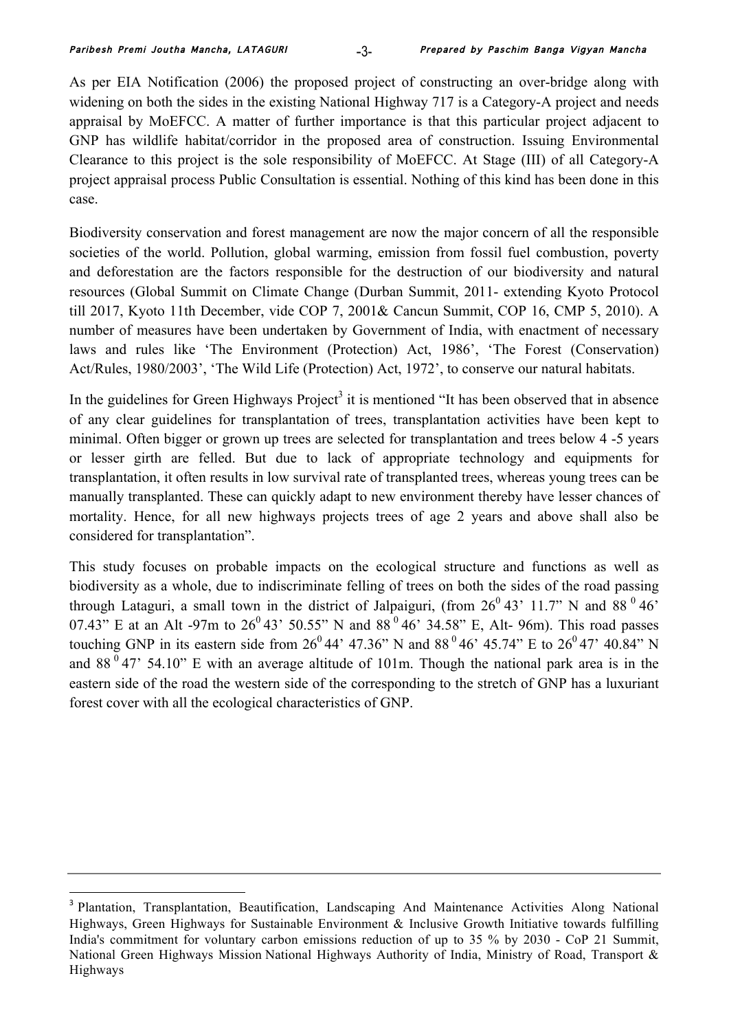As per EIA Notification (2006) the proposed project of constructing an over-bridge along with widening on both the sides in the existing National Highway 717 is a Category-A project and needs appraisal by MoEFCC. A matter of further importance is that this particular project adjacent to GNP has wildlife habitat/corridor in the proposed area of construction. Issuing Environmental Clearance to this project is the sole responsibility of MoEFCC. At Stage (III) of all Category-A project appraisal process Public Consultation is essential. Nothing of this kind has been done in this case.

Biodiversity conservation and forest management are now the major concern of all the responsible societies of the world. Pollution, global warming, emission from fossil fuel combustion, poverty and deforestation are the factors responsible for the destruction of our biodiversity and natural resources (Global Summit on Climate Change (Durban Summit, 2011- extending Kyoto Protocol till 2017, Kyoto 11th December, vide COP 7, 2001& Cancun Summit, COP 16, CMP 5, 2010). A number of measures have been undertaken by Government of India, with enactment of necessary laws and rules like 'The Environment (Protection) Act, 1986', 'The Forest (Conservation) Act/Rules, 1980/2003', 'The Wild Life (Protection) Act, 1972', to conserve our natural habitats.

In the guidelines for Green Highways Project[3] it is mentioned "It has been observed that in absence of any clear guidelines for transplantation of trees, transplantation activities have been kept to minimal. Often bigger or grown up trees are selected for transplantation and trees below 4 -5 years or lesser girth are felled. But due to lack of appropriate technology and equipments for transplantation, it often results in low survival rate of transplanted trees, whereas young trees can be manually transplanted. These can quickly adapt to new environment thereby have lesser chances of mortality. Hence, for all new highways projects trees of age 2 years and above shall also be considered for transplantation".

This study focuses on probable impacts on the ecological structure and functions as well as biodiversity as a whole, due to indiscriminate felling of trees on both the sides of the road passing through Lataguri, a small town in the district of Jalpaiguri, (from $26^0$ 43' 11.7" N and $88^0$ 46' 07.43" E at an Alt -97m to $26^0$ 43' 50.55" N and $88^0$ 46' 34.58" E, Alt- 96m). This road passes touching GNP in its eastern side from $26^0$ 44' 47.36" N and $88^0$ 46' 45.74" E to $26^0$ 47' 40.84" N and $88^0$ 47' 54.10" E with an average altitude of 101m. Though the national park area is in the eastern side of the road the western side of the corresponding to the stretch of GNP has a luxuriant forest cover with all the ecological characteristics of GNP.

---

[3] Plantation, Transplantation, Beautification, Landscaping And Maintenance Activities Along National Highways, Green Highways for Sustainable Environment & Inclusive Growth Initiative towards fulfilling India's commitment for voluntary carbon emissions reduction of up to 35 % by 2030 - CoP 21 Summit, National Green Highways Mission National Highways Authority of India, Ministry of Road, Transport & Highways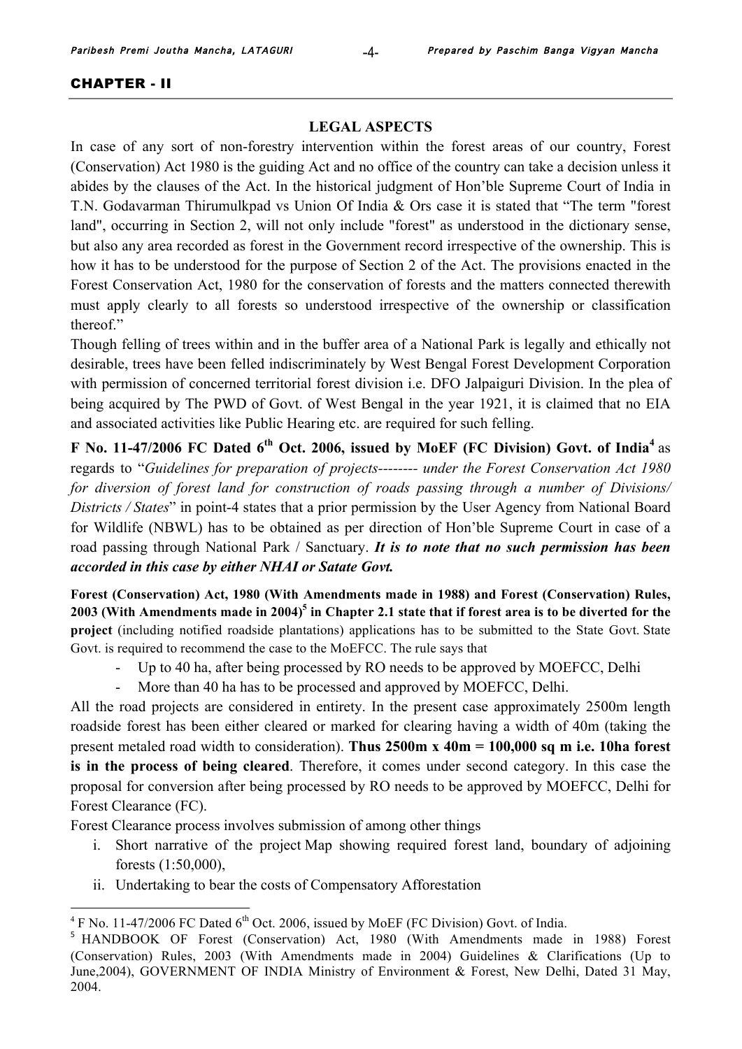## CHAPTER - II

### LEGAL ASPECTS

In case of any sort of non-forestry intervention within the forest areas of our country, Forest (Conservation) Act 1980 is the guiding Act and no office of the country can take a decision unless it abides by the clauses of the Act. In the historical judgment of Hon'ble Supreme Court of India in T.N. Godavarman Thirumulkpad vs Union Of India & Ors case it is stated that "The term "forest land", occurring in Section 2, will not only include "forest" as understood in the dictionary sense, but also any area recorded as forest in the Government record irrespective of the ownership. This is how it has to be understood for the purpose of Section 2 of the Act. The provisions enacted in the Forest Conservation Act, 1980 for the conservation of forests and the matters connected therewith must apply clearly to all forests so understood irrespective of the ownership or classification thereof."

Though felling of trees within and in the buffer area of a National Park is legally and ethically not desirable, trees have been felled indiscriminately by West Bengal Forest Development Corporation with permission of concerned territorial forest division i.e. DFO Jalpaiguri Division. In the plea of being acquired by The PWD of Govt. of West Bengal in the year 1921, it is claimed that no EIA and associated activities like Public Hearing etc. are required for such felling.

**F No. 11-47/2006 FC Dated 6th Oct. 2006, issued by MoEF (FC Division) Govt. of India**[4] as regards to "*Guidelines for preparation of projects-------- under the Forest Conservation Act 1980 for diversion of forest land for construction of roads passing through a number of Divisions/ Districts / States*" in point-4 states that a prior permission by the User Agency from National Board for Wildlife (NBWL) has to be obtained as per direction of Hon'ble Supreme Court in case of a road passing through National Park / Sanctuary. ***It is to note that no such permission has been accorded in this case by either NHAI or Satate Govt.***

**Forest (Conservation) Act, 1980 (With Amendments made in 1988) and Forest (Conservation) Rules, 2003 (With Amendments made in 2004)**[5] **in Chapter 2.1 state that if forest area is to be diverted for the project** (including notified roadside plantations) applications has to be submitted to the State Govt. State Govt. is required to recommend the case to the MoEFCC. The rule says that

- Up to 40 ha, after being processed by RO needs to be approved by MOEFCC, Delhi
- More than 40 ha has to be processed and approved by MOEFCC, Delhi.

All the road projects are considered in entirety. In the present case approximately 2500m length roadside forest has been either cleared or marked for clearing having a width of 40m (taking the present metaled road width to consideration). **Thus 2500m x 40m = 100,000 sq m i.e. 10ha forest is in the process of being cleared**. Therefore, it comes under second category. In this case the proposal for conversion after being processed by RO needs to be approved by MOEFCC, Delhi for Forest Clearance (FC).

Forest Clearance process involves submission of among other things

i. Short narrative of the project Map showing required forest land, boundary of adjoining forests (1:50,000),
ii. Undertaking to bear the costs of Compensatory Afforestation

---

[4] F No. 11-47/2006 FC Dated 6th Oct. 2006, issued by MoEF (FC Division) Govt. of India.

[5] HANDBOOK OF Forest (Conservation) Act, 1980 (With Amendments made in 1988) Forest (Conservation) Rules, 2003 (With Amendments made in 2004) Guidelines & Clarifications (Up to June,2004), GOVERNMENT OF INDIA Ministry of Environment & Forest, New Delhi, Dated 31 May, 2004.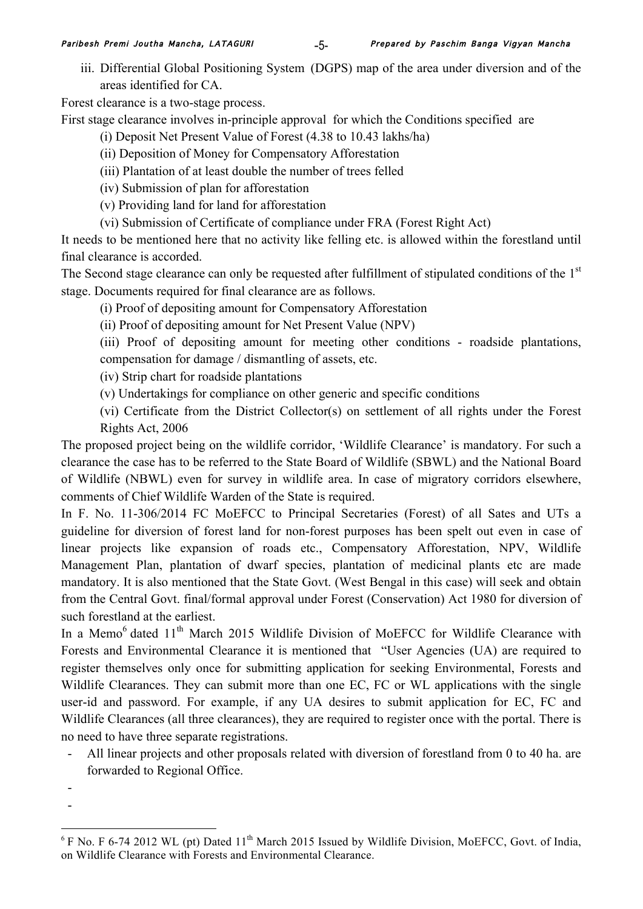iii. Differential Global Positioning System (DGPS) map of the area under diversion and of the areas identified for CA.

Forest clearance is a two-stage process.

First stage clearance involves in-principle approval for which the Conditions specified are

(i) Deposit Net Present Value of Forest (4.38 to 10.43 lakhs/ha)

(ii) Deposition of Money for Compensatory Afforestation

(iii) Plantation of at least double the number of trees felled

(iv) Submission of plan for afforestation

(v) Providing land for land for afforestation

(vi) Submission of Certificate of compliance under FRA (Forest Right Act)

It needs to be mentioned here that no activity like felling etc. is allowed within the forestland until final clearance is accorded.

The Second stage clearance can only be requested after fulfillment of stipulated conditions of the 1st stage. Documents required for final clearance are as follows.

(i) Proof of depositing amount for Compensatory Afforestation

(ii) Proof of depositing amount for Net Present Value (NPV)

(iii) Proof of depositing amount for meeting other conditions - roadside plantations, compensation for damage / dismantling of assets, etc.

(iv) Strip chart for roadside plantations

(v) Undertakings for compliance on other generic and specific conditions

(vi) Certificate from the District Collector(s) on settlement of all rights under the Forest Rights Act, 2006

The proposed project being on the wildlife corridor, 'Wildlife Clearance' is mandatory. For such a clearance the case has to be referred to the State Board of Wildlife (SBWL) and the National Board of Wildlife (NBWL) even for survey in wildlife area. In case of migratory corridors elsewhere, comments of Chief Wildlife Warden of the State is required.

In F. No. 11-306/2014 FC MoEFCC to Principal Secretaries (Forest) of all Sates and UTs a guideline for diversion of forest land for non-forest purposes has been spelt out even in case of linear projects like expansion of roads etc., Compensatory Afforestation, NPV, Wildlife Management Plan, plantation of dwarf species, plantation of medicinal plants etc are made mandatory. It is also mentioned that the State Govt. (West Bengal in this case) will seek and obtain from the Central Govt. final/formal approval under Forest (Conservation) Act 1980 for diversion of such forestland at the earliest.

In a Memo[6] dated 11th March 2015 Wildlife Division of MoEFCC for Wildlife Clearance with Forests and Environmental Clearance it is mentioned that "User Agencies (UA) are required to register themselves only once for submitting application for seeking Environmental, Forests and Wildlife Clearances. They can submit more than one EC, FC or WL applications with the single user-id and password. For example, if any UA desires to submit application for EC, FC and Wildlife Clearances (all three clearances), they are required to register once with the portal. There is no need to have three separate registrations.

- All linear projects and other proposals related with diversion of forestland from 0 to 40 ha. are forwarded to Regional Office.
-
-

[6] F No. F 6-74 2012 WL (pt) Dated 11th March 2015 Issued by Wildlife Division, MoEFCC, Govt. of India, on Wildlife Clearance with Forests and Environmental Clearance.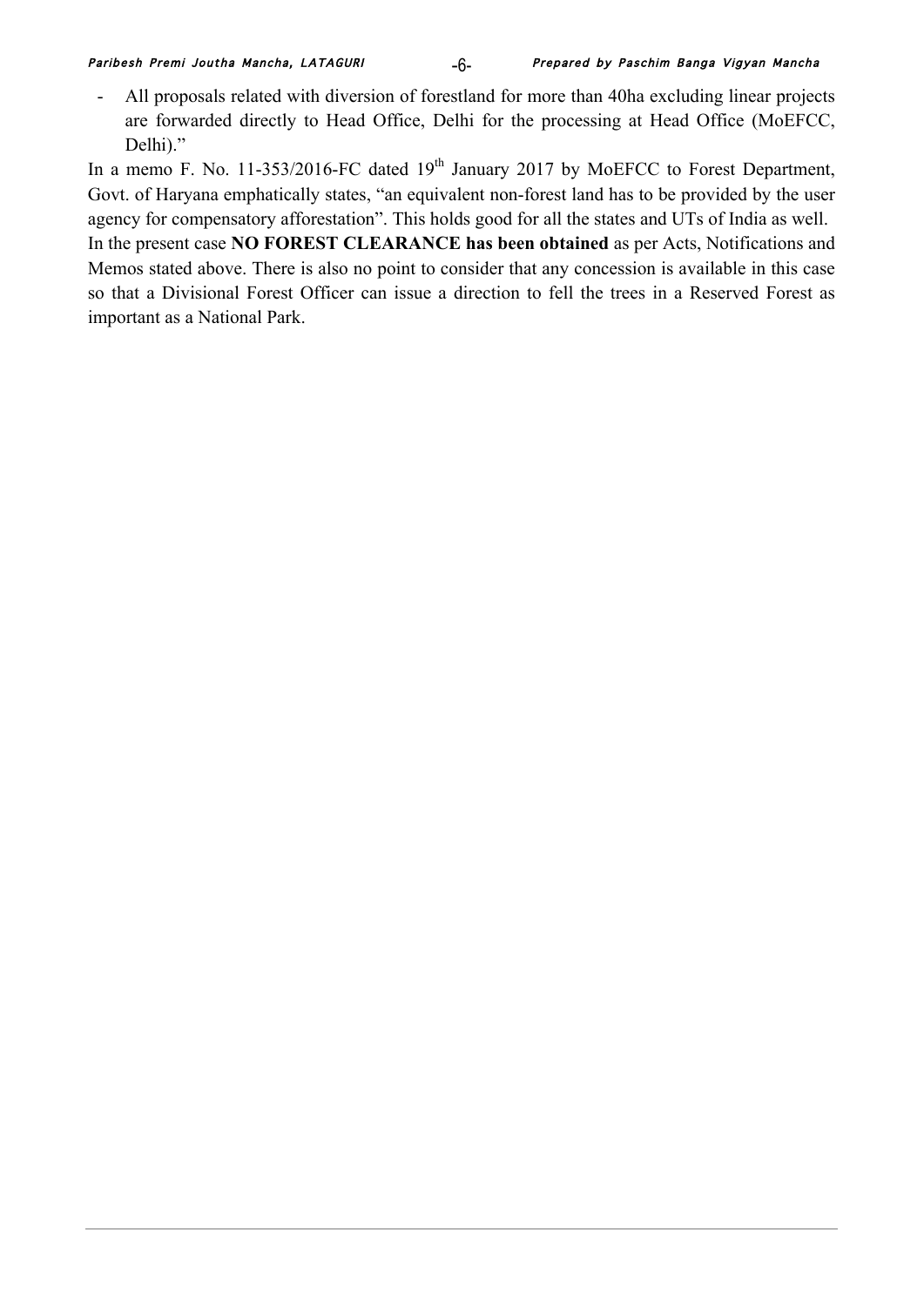- All proposals related with diversion of forestland for more than 40ha excluding linear projects are forwarded directly to Head Office, Delhi for the processing at Head Office (MoEFCC, Delhi)."

In a memo F. No. 11-353/2016-FC dated 19th January 2017 by MoEFCC to Forest Department, Govt. of Haryana emphatically states, "an equivalent non-forest land has to be provided by the user agency for compensatory afforestation". This holds good for all the states and UTs of India as well.

In the present case **NO FOREST CLEARANCE has been obtained** as per Acts, Notifications and Memos stated above. There is also no point to consider that any concession is available in this case so that a Divisional Forest Officer can issue a direction to fell the trees in a Reserved Forest as important as a National Park.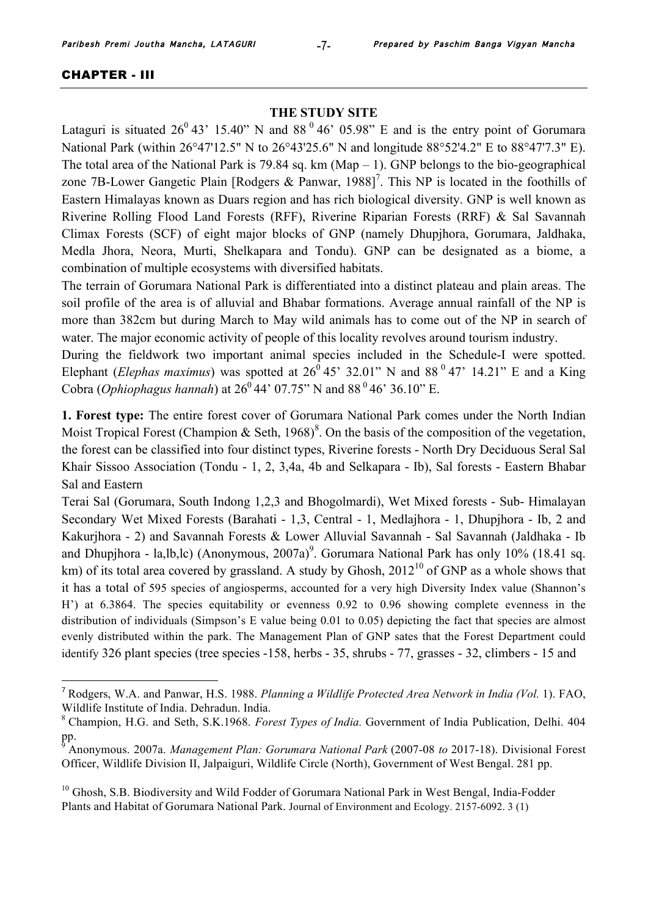## CHAPTER - III

### THE STUDY SITE

Lataguri is situated $26^0$ 43' 15.40" N and $88^0$ 46' 05.98" E and is the entry point of Gorumara National Park (within 26°47'12.5" N to 26°43'25.6" N and longitude 88°52'4.2" E to 88°47'7.3" E). The total area of the National Park is 79.84 sq. km (Map – 1). GNP belongs to the bio-geographical zone 7B-Lower Gangetic Plain [Rodgers & Panwar, 1988][7]. This NP is located in the foothills of Eastern Himalayas known as Duars region and has rich biological diversity. GNP is well known as Riverine Rolling Flood Land Forests (RFF), Riverine Riparian Forests (RRF) & Sal Savannah Climax Forests (SCF) of eight major blocks of GNP (namely Dhupjhora, Gorumara, Jaldhaka, Medla Jhora, Neora, Murti, Shelkapara and Tondu). GNP can be designated as a biome, a combination of multiple ecosystems with diversified habitats.

The terrain of Gorumara National Park is differentiated into a distinct plateau and plain areas. The soil profile of the area is of alluvial and Bhabar formations. Average annual rainfall of the NP is more than 382cm but during March to May wild animals has to come out of the NP in search of water. The major economic activity of people of this locality revolves around tourism industry.

During the fieldwork two important animal species included in the Schedule-I were spotted. Elephant (*Elephas maximus*) was spotted at $26^0$ 45' 32.01" N and $88^0$ 47' 14.21" E and a King Cobra (*Ophiophagus hannah*) at $26^0$ 44' 07.75" N and $88^0$ 46' 36.10" E.

**1. Forest type:** The entire forest cover of Gorumara National Park comes under the North Indian Moist Tropical Forest (Champion & Seth, 1968)[8]. On the basis of the composition of the vegetation, the forest can be classified into four distinct types, Riverine forests - North Dry Deciduous Seral Sal Khair Sissoo Association (Tondu - 1, 2, 3,4a, 4b and Selkapara - Ib), Sal forests - Eastern Bhabar Sal and Eastern

Terai Sal (Gorumara, South Indong 1,2,3 and Bhogolmardi), Wet Mixed forests - Sub- Himalayan Secondary Wet Mixed Forests (Barahati - 1,3, Central - 1, Medlajhora - 1, Dhupjhora - Ib, 2 and Kakurjhora - 2) and Savannah Forests & Lower Alluvial Savannah - Sal Savannah (Jaldhaka - Ib and Dhupjhora - la,lb,lc) (Anonymous, 2007a)[9]. Gorumara National Park has only 10% (18.41 sq. km) of its total area covered by grassland. A study by Ghosh, 2012[10] of GNP as a whole shows that it has a total of 595 species of angiosperms, accounted for a very high Diversity Index value (Shannon's H') at 6.3864. The species equitability or evenness 0.92 to 0.96 showing complete evenness in the distribution of individuals (Simpson's E value being 0.01 to 0.05) depicting the fact that species are almost evenly distributed within the park. The Management Plan of GNP sates that the Forest Department could identify 326 plant species (tree species -158, herbs - 35, shrubs - 77, grasses - 32, climbers - 15 and

---

[7] Rodgers, W.A. and Panwar, H.S. 1988. *Planning a Wildlife Protected Area Network in India (Vol.* 1). FAO, Wildlife Institute of India. Dehradun. India.

[8] Champion, H.G. and Seth, S.K.1968. *Forest Types of India.* Government of India Publication, Delhi. 404 pp.

[9] Anonymous. 2007a. *Management Plan: Gorumara National Park* (2007-08 *to* 2017-18). Divisional Forest Officer, Wildlife Division II, Jalpaiguri, Wildlife Circle (North), Government of West Bengal. 281 pp.

[10] Ghosh, S.B. Biodiversity and Wild Fodder of Gorumara National Park in West Bengal, India-Fodder Plants and Habitat of Gorumara National Park. Journal of Environment and Ecology. 2157-6092. 3 (1)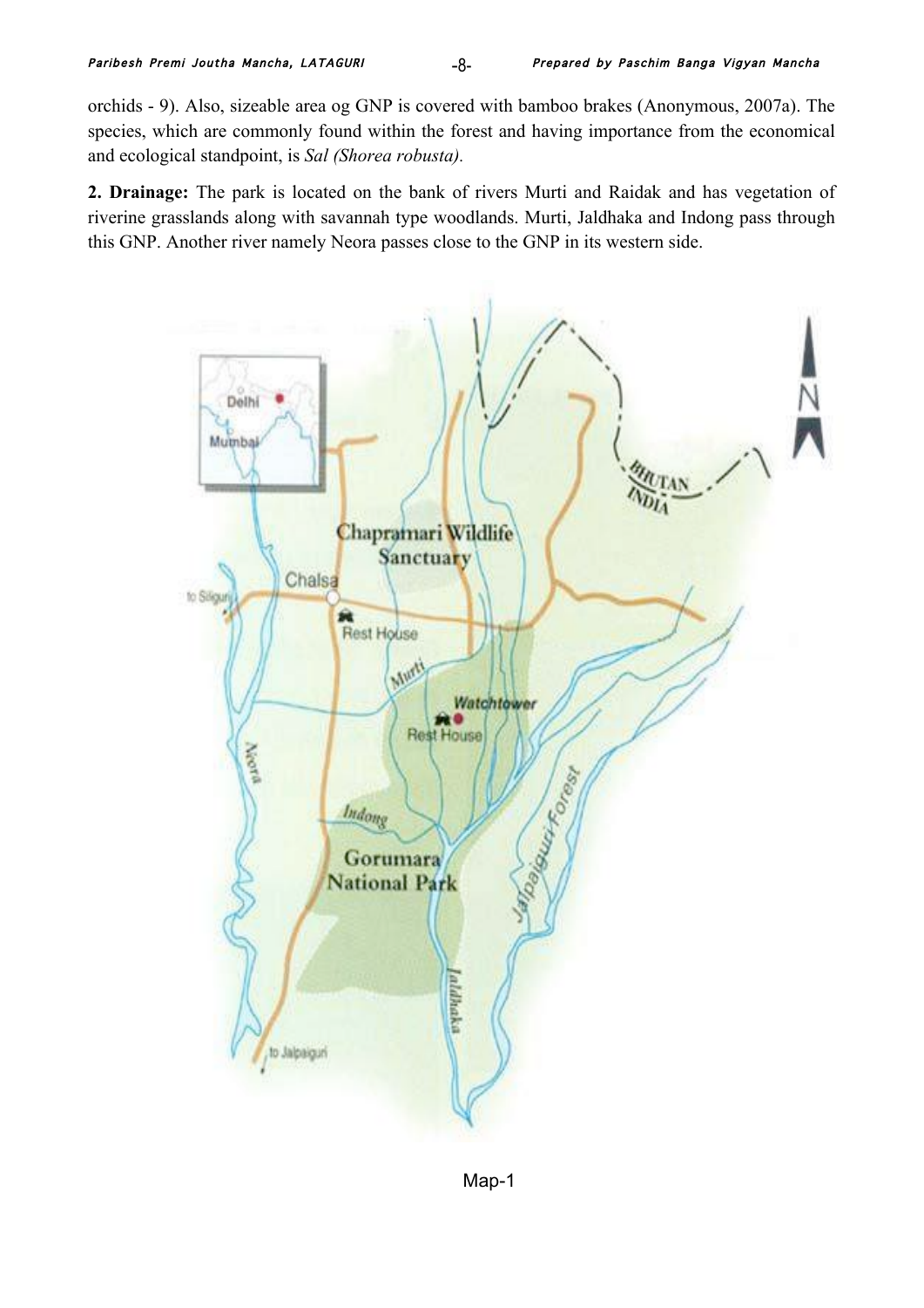orchids - 9). Also, sizeable area og GNP is covered with bamboo brakes (Anonymous, 2007a). The species, which are commonly found within the forest and having importance from the economical and ecological standpoint, is *Sal (Shorea robusta).*

**2. Drainage:** The park is located on the bank of rivers Murti and Raidak and has vegetation of riverine grasslands along with savannah type woodlands. Murti, Jaldhaka and Indong pass through this GNP. Another river namely Neora passes close to the GNP in its western side.

Map-1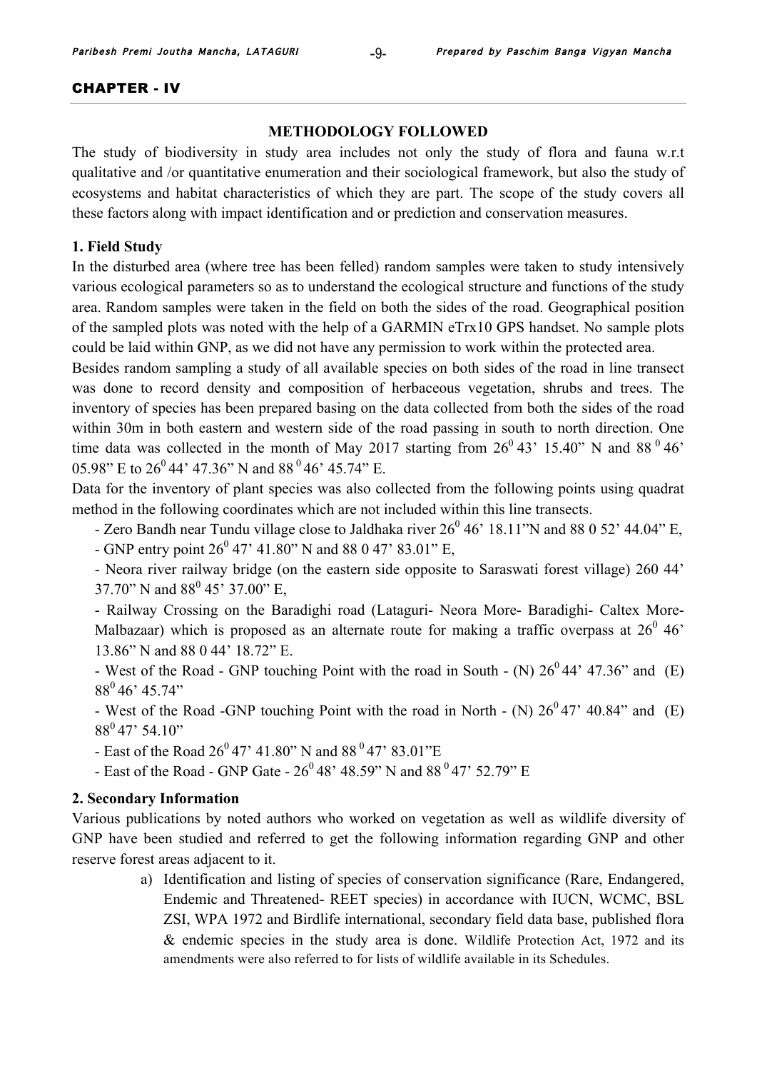## CHAPTER - IV

### METHODOLOGY FOLLOWED

The study of biodiversity in study area includes not only the study of flora and fauna w.r.t qualitative and /or quantitative enumeration and their sociological framework, but also the study of ecosystems and habitat characteristics of which they are part. The scope of the study covers all these factors along with impact identification and or prediction and conservation measures.

**1. Field Study**

In the disturbed area (where tree has been felled) random samples were taken to study intensively various ecological parameters so as to understand the ecological structure and functions of the study area. Random samples were taken in the field on both the sides of the road. Geographical position of the sampled plots was noted with the help of a GARMIN eTrx10 GPS handset. No sample plots could be laid within GNP, as we did not have any permission to work within the protected area.

Besides random sampling a study of all available species on both sides of the road in line transect was done to record density and composition of herbaceous vegetation, shrubs and trees. The inventory of species has been prepared basing on the data collected from both the sides of the road within 30m in both eastern and western side of the road passing in south to north direction. One time data was collected in the month of May 2017 starting from $26^0$ 43' 15.40" N and $88^0$ 46' 05.98" E to $26^0$ 44' 47.36" N and $88^0$ 46' 45.74" E.

Data for the inventory of plant species was also collected from the following points using quadrat method in the following coordinates which are not included within this line transects.

- Zero Bandh near Tundu village close to Jaldhaka river $26^0$ 46' 18.11"N and 88 0 52' 44.04" E,
- GNP entry point $26^0$ 47' 41.80" N and 88 0 47' 83.01" E,
- Neora river railway bridge (on the eastern side opposite to Saraswati forest village) 260 44' 37.70" N and $88^0$ 45' 37.00" E,
- Railway Crossing on the Baradighi road (Lataguri- Neora More- Baradighi- Caltex More-Malbazaar) which is proposed as an alternate route for making a traffic overpass at $26^0$ 46' 13.86" N and 88 0 44' 18.72" E.
- West of the Road - GNP touching Point with the road in South - (N) $26^0$ 44' 47.36" and (E) $88^0$ 46' 45.74"
- West of the Road -GNP touching Point with the road in North - (N) $26^0$ 47' 40.84" and (E) $88^0$ 47' 54.10"
- East of the Road $26^0$ 47' 41.80" N and $88^0$ 47' 83.01"E
- East of the Road - GNP Gate - $26^0$ 48' 48.59" N and $88^0$ 47' 52.79" E

**2. Secondary Information**

Various publications by noted authors who worked on vegetation as well as wildlife diversity of GNP have been studied and referred to get the following information regarding GNP and other reserve forest areas adjacent to it.

a) Identification and listing of species of conservation significance (Rare, Endangered, Endemic and Threatened- REET species) in accordance with IUCN, WCMC, BSL ZSI, WPA 1972 and Birdlife international, secondary field data base, published flora & endemic species in the study area is done. Wildlife Protection Act, 1972 and its amendments were also referred to for lists of wildlife available in its Schedules.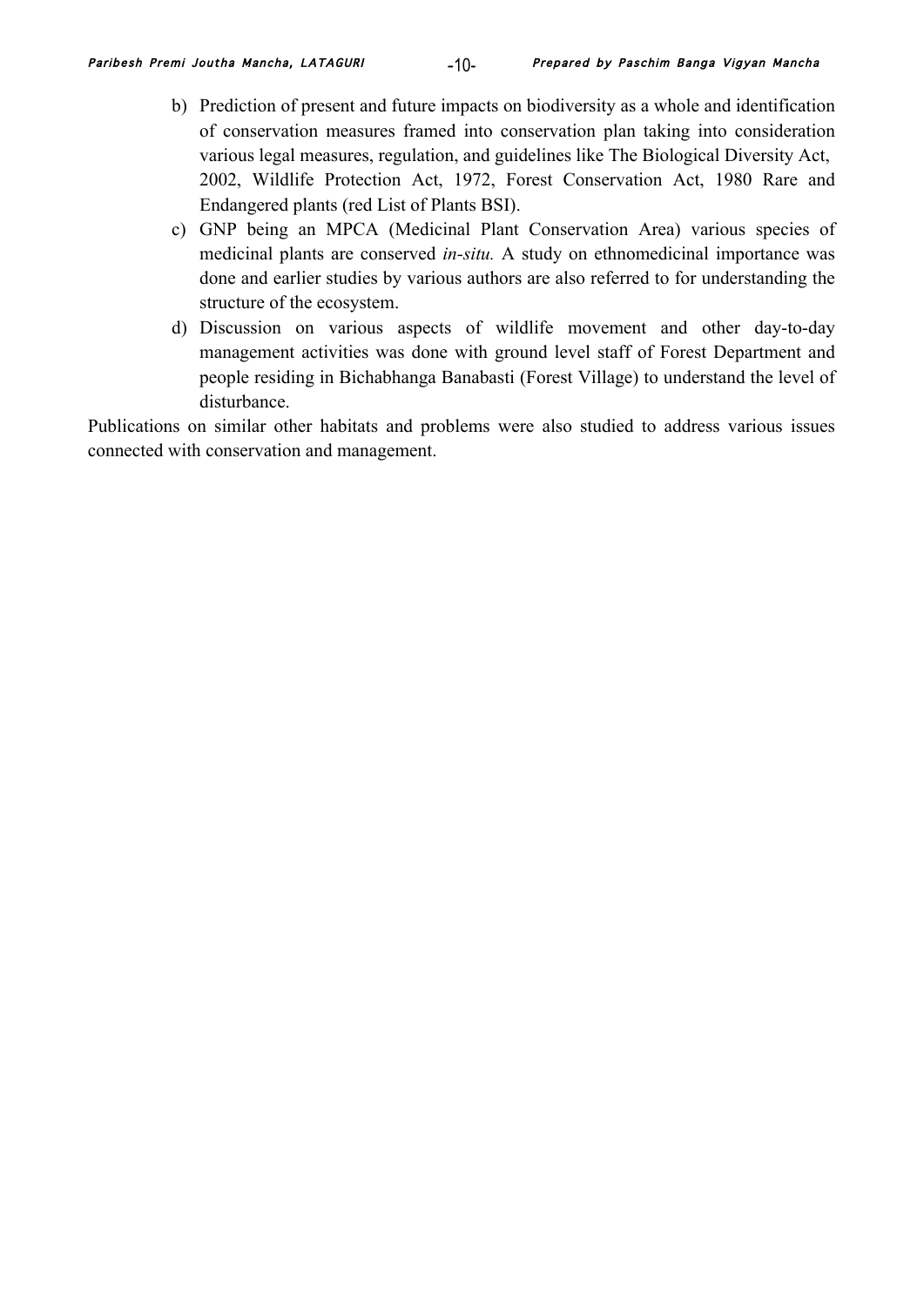b) Prediction of present and future impacts on biodiversity as a whole and identification of conservation measures framed into conservation plan taking into consideration various legal measures, regulation, and guidelines like The Biological Diversity Act, 2002, Wildlife Protection Act, 1972, Forest Conservation Act, 1980 Rare and Endangered plants (red List of Plants BSI).
c) GNP being an MPCA (Medicinal Plant Conservation Area) various species of medicinal plants are conserved *in-situ.* A study on ethnomedicinal importance was done and earlier studies by various authors are also referred to for understanding the structure of the ecosystem.
d) Discussion on various aspects of wildlife movement and other day-to-day management activities was done with ground level staff of Forest Department and people residing in Bichabhanga Banabasti (Forest Village) to understand the level of disturbance.

Publications on similar other habitats and problems were also studied to address various issues connected with conservation and management.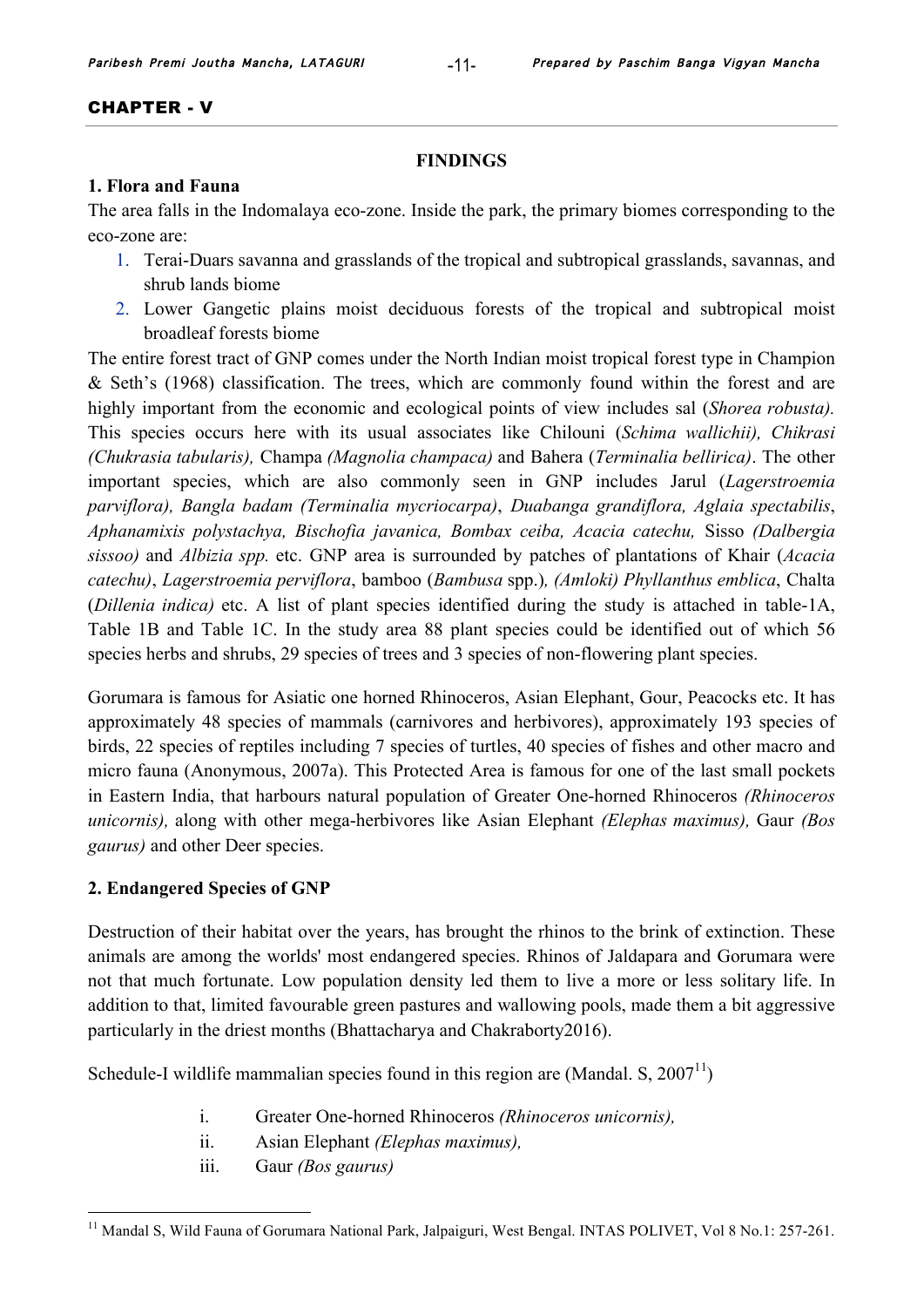## CHAPTER - V

### FINDINGS

**1. Flora and Fauna**

The area falls in the Indomalaya eco-zone. Inside the park, the primary biomes corresponding to the eco-zone are:

1. Terai-Duars savanna and grasslands of the tropical and subtropical grasslands, savannas, and shrub lands biome
2. Lower Gangetic plains moist deciduous forests of the tropical and subtropical moist broadleaf forests biome

The entire forest tract of GNP comes under the North Indian moist tropical forest type in Champion & Seth's (1968) classification. The trees, which are commonly found within the forest and are highly important from the economic and ecological points of view includes sal (*Shorea robusta).* This species occurs here with its usual associates like Chilouni (*Schima wallichii), Chikrasi (Chukrasia tabularis),* Champa *(Magnolia champaca)* and Bahera (*Terminalia bellirica)*. The other important species, which are also commonly seen in GNP includes Jarul (*Lagerstroemia parviflora), Bangla badam (Terminalia mycriocarpa)*, *Duabanga grandiflora, Aglaia spectabilis*, *Aphanamixis polystachya, Bischofia javanica, Bombax ceiba, Acacia catechu,* Sisso *(Dalbergia sissoo)* and *Albizia spp.* etc. GNP area is surrounded by patches of plantations of Khair (*Acacia catechu)*, *Lagerstroemia perviflora*, bamboo (*Bambusa* spp.)*, (Amloki) Phyllanthus emblica*, Chalta (*Dillenia indica)* etc. A list of plant species identified during the study is attached in table-1A, Table 1B and Table 1C. In the study area 88 plant species could be identified out of which 56 species herbs and shrubs, 29 species of trees and 3 species of non-flowering plant species.

Gorumara is famous for Asiatic one horned Rhinoceros, Asian Elephant, Gour, Peacocks etc. It has approximately 48 species of mammals (carnivores and herbivores), approximately 193 species of birds, 22 species of reptiles including 7 species of turtles, 40 species of fishes and other macro and micro fauna (Anonymous, 2007a). This Protected Area is famous for one of the last small pockets in Eastern India, that harbours natural population of Greater One-horned Rhinoceros *(Rhinoceros unicornis),* along with other mega-herbivores like Asian Elephant *(Elephas maximus),* Gaur *(Bos gaurus)* and other Deer species.

**2. Endangered Species of GNP**

Destruction of their habitat over the years, has brought the rhinos to the brink of extinction. These animals are among the worlds' most endangered species. Rhinos of Jaldapara and Gorumara were not that much fortunate. Low population density led them to live a more or less solitary life. In addition to that, limited favourable green pastures and wallowing pools, made them a bit aggressive particularly in the driest months (Bhattacharya and Chakraborty2016).

Schedule-I wildlife mammalian species found in this region are (Mandal. S, 2007[11])

i. Greater One-horned Rhinoceros *(Rhinoceros unicornis),*
ii. Asian Elephant *(Elephas maximus),*
iii. Gaur *(Bos gaurus)*

[11] Mandal S, Wild Fauna of Gorumara National Park, Jalpaiguri, West Bengal. INTAS POLIVET, Vol 8 No.1: 257-261.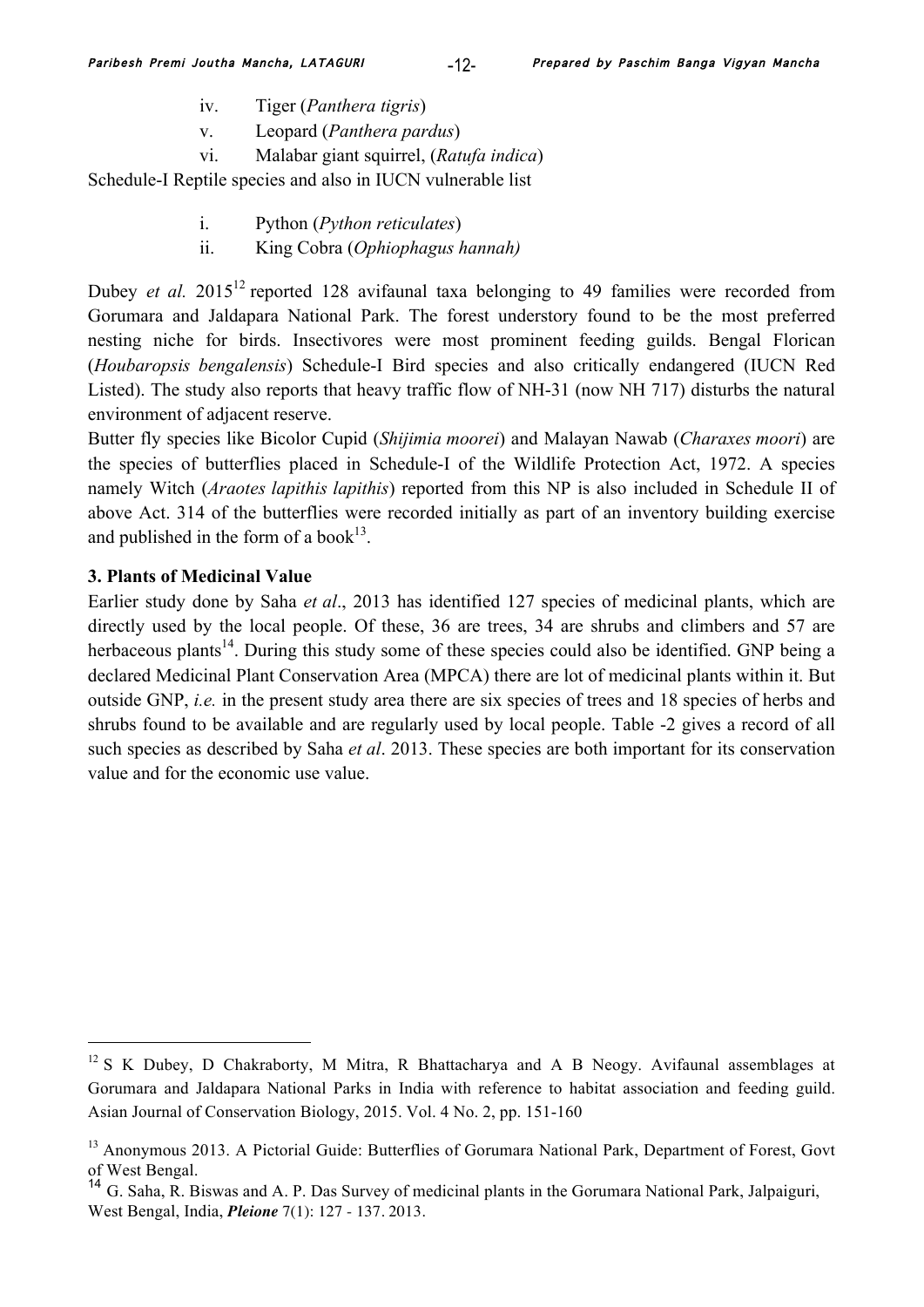iv. Tiger (*Panthera tigris*)
v. Leopard (*Panthera pardus*)
vi. Malabar giant squirrel, (*Ratufa indica*)

Schedule-I Reptile species and also in IUCN vulnerable list

i. Python (*Python reticulates*)
ii. King Cobra (*Ophiophagus hannah)*

Dubey *et al.* 2015[12] reported 128 avifaunal taxa belonging to 49 families were recorded from Gorumara and Jaldapara National Park. The forest understory found to be the most preferred nesting niche for birds. Insectivores were most prominent feeding guilds. Bengal Florican (*Houbaropsis bengalensis*) Schedule-I Bird species and also critically endangered (IUCN Red Listed). The study also reports that heavy traffic flow of NH-31 (now NH 717) disturbs the natural environment of adjacent reserve.

Butter fly species like Bicolor Cupid (*Shijimia moorei*) and Malayan Nawab (*Charaxes moori*) are the species of butterflies placed in Schedule-I of the Wildlife Protection Act, 1972. A species namely Witch (*Araotes lapithis lapithis*) reported from this NP is also included in Schedule II of above Act. 314 of the butterflies were recorded initially as part of an inventory building exercise and published in the form of a book[13].

### 3. Plants of Medicinal Value

Earlier study done by Saha *et al*., 2013 has identified 127 species of medicinal plants, which are directly used by the local people. Of these, 36 are trees, 34 are shrubs and climbers and 57 are herbaceous plants[14]. During this study some of these species could also be identified. GNP being a declared Medicinal Plant Conservation Area (MPCA) there are lot of medicinal plants within it. But outside GNP, *i.e.* in the present study area there are six species of trees and 18 species of herbs and shrubs found to be available and are regularly used by local people. Table -2 gives a record of all such species as described by Saha *et al*. 2013. These species are both important for its conservation value and for the economic use value.

---

[12] S K Dubey, D Chakraborty, M Mitra, R Bhattacharya and A B Neogy. Avifaunal assemblages at Gorumara and Jaldapara National Parks in India with reference to habitat association and feeding guild. Asian Journal of Conservation Biology, 2015. Vol. 4 No. 2, pp. 151-160

[13] Anonymous 2013. A Pictorial Guide: Butterflies of Gorumara National Park, Department of Forest, Govt of West Bengal.

[14] G. Saha, R. Biswas and A. P. Das Survey of medicinal plants in the Gorumara National Park, Jalpaiguri, West Bengal, India, ***Pleione*** 7(1): 127 - 137. 2013.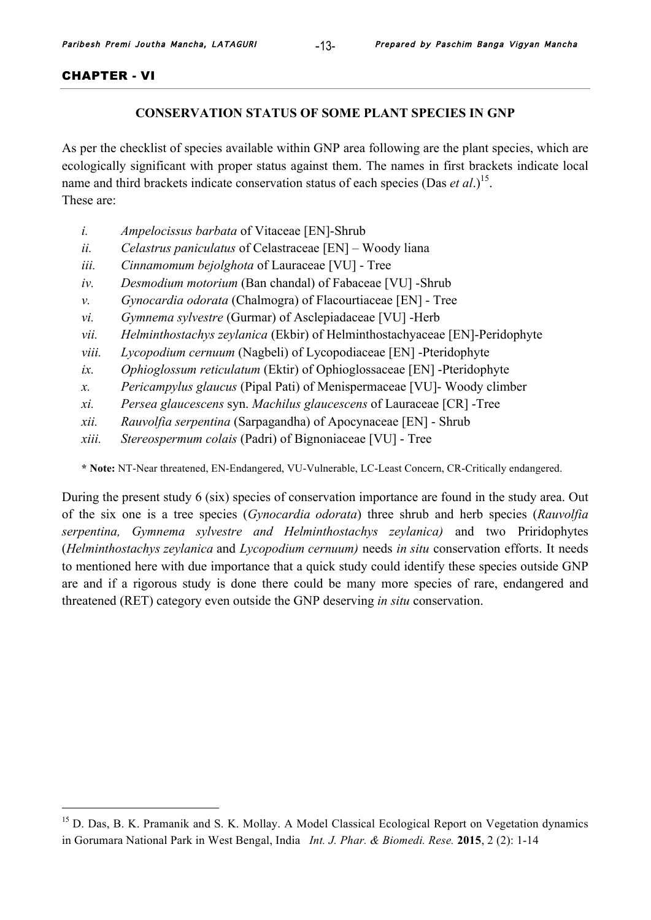## CHAPTER - VI

### CONSERVATION STATUS OF SOME PLANT SPECIES IN GNP

As per the checklist of species available within GNP area following are the plant species, which are ecologically significant with proper status against them. The names in first brackets indicate local name and third brackets indicate conservation status of each species (Das *et al*.)[15].
These are:

*i.* *Ampelocissus barbata* of Vitaceae [EN]-Shrub
*ii.* *Celastrus paniculatus* of Celastraceae [EN] – Woody liana
*iii.* *Cinnamomum bejolghota* of Lauraceae [VU] - Tree
*iv.* *Desmodium motorium* (Ban chandal) of Fabaceae [VU] -Shrub
*v.* *Gynocardia odorata* (Chalmogra) of Flacourtiaceae [EN] - Tree
*vi.* *Gymnema sylvestre* (Gurmar) of Asclepiadaceae [VU] -Herb
*vii.* *Helminthostachys zeylanica* (Ekbir) of Helminthostachyaceae [EN]-Peridophyte
*viii.* *Lycopodium cernuum* (Nagbeli) of Lycopodiaceae [EN] -Pteridophyte
*ix.* *Ophioglossum reticulatum* (Ektir) of Ophioglossaceae [EN] -Pteridophyte
*x.* *Pericampylus glaucus* (Pipal Pati) of Menispermaceae [VU]- Woody climber
*xi.* *Persea glaucescens* syn. *Machilus glaucescens* of Lauraceae [CR] -Tree
*xii.* *Rauvolfia serpentina* (Sarpagandha) of Apocynaceae [EN] - Shrub
*xiii.* *Stereospermum colais* (Padri) of Bignoniaceae [VU] - Tree

**\* Note:** NT-Near threatened, EN-Endangered, VU-Vulnerable, LC-Least Concern, CR-Critically endangered.

During the present study 6 (six) species of conservation importance are found in the study area. Out of the six one is a tree species (*Gynocardia odorata*) three shrub and herb species (*Rauvolfia serpentina, Gymnema sylvestre and Helminthostachys zeylanica)* and two Priridophytes (*Helminthostachys zeylanica* and *Lycopodium cernuum)* needs *in situ* conservation efforts. It needs to mentioned here with due importance that a quick study could identify these species outside GNP are and if a rigorous study is done there could be many more species of rare, endangered and threatened (RET) category even outside the GNP deserving *in situ* conservation.

---

[15] D. Das, B. K. Pramanik and S. K. Mollay. A Model Classical Ecological Report on Vegetation dynamics in Gorumara National Park in West Bengal, India *Int. J. Phar. & Biomedi. Rese.* **2015**, 2 (2): 1-14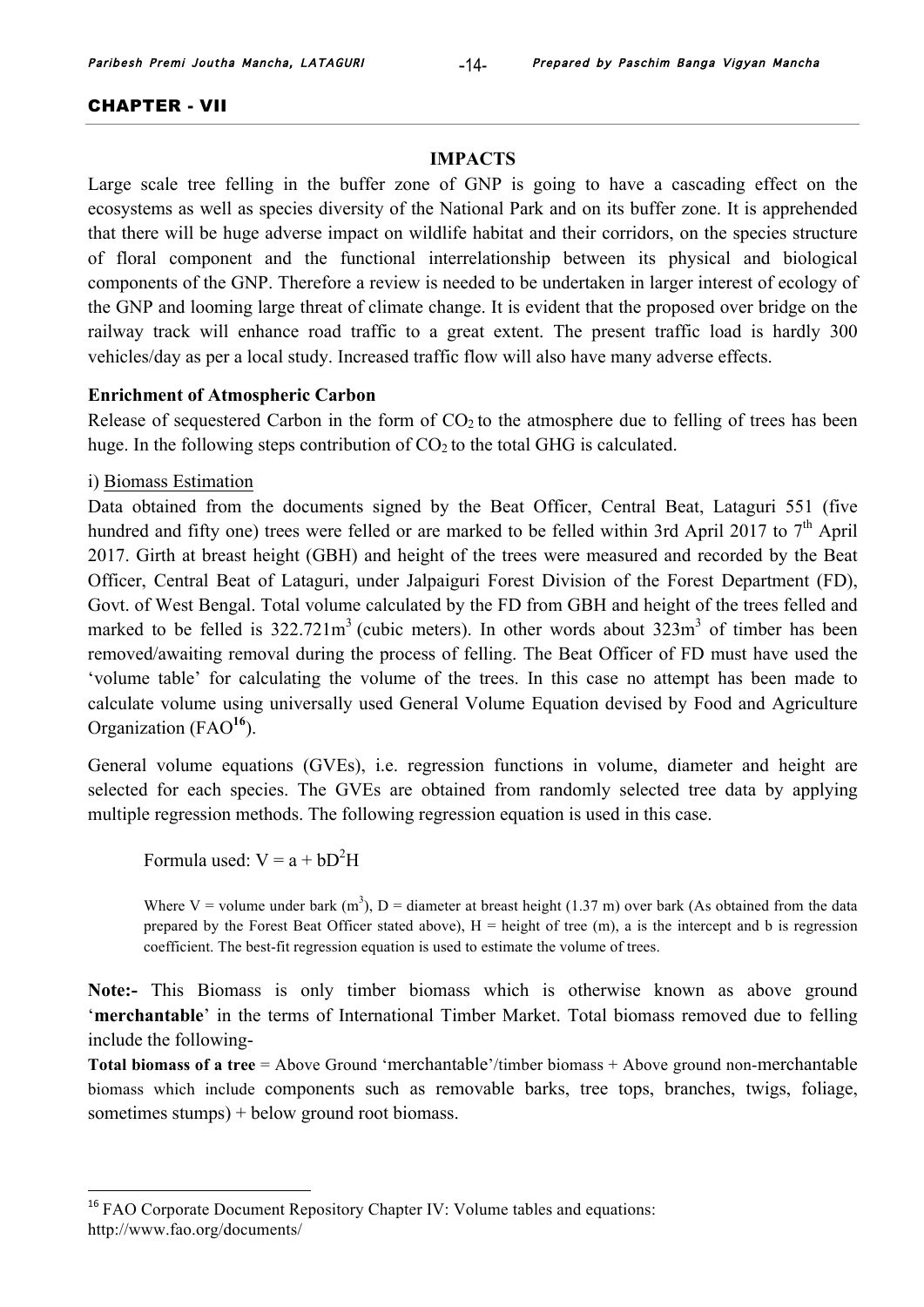## CHAPTER - VII

### IMPACTS

Large scale tree felling in the buffer zone of GNP is going to have a cascading effect on the ecosystems as well as species diversity of the National Park and on its buffer zone. It is apprehended that there will be huge adverse impact on wildlife habitat and their corridors, on the species structure of floral component and the functional interrelationship between its physical and biological components of the GNP. Therefore a review is needed to be undertaken in larger interest of ecology of the GNP and looming large threat of climate change. It is evident that the proposed over bridge on the railway track will enhance road traffic to a great extent. The present traffic load is hardly 300 vehicles/day as per a local study. Increased traffic flow will also have many adverse effects.

**Enrichment of Atmospheric Carbon**

Release of sequestered Carbon in the form of $CO_2$ to the atmosphere due to felling of trees has been huge. In the following steps contribution of $CO_2$ to the total GHG is calculated.

i) Biomass Estimation

Data obtained from the documents signed by the Beat Officer, Central Beat, Lataguri 551 (five hundred and fifty one) trees were felled or are marked to be felled within 3rd April 2017 to 7th April 2017. Girth at breast height (GBH) and height of the trees were measured and recorded by the Beat Officer, Central Beat of Lataguri, under Jalpaiguri Forest Division of the Forest Department (FD), Govt. of West Bengal. Total volume calculated by the FD from GBH and height of the trees felled and marked to be felled is 322.721$m^3$ (cubic meters). In other words about 323$m^3$ of timber has been removed/awaiting removal during the process of felling. The Beat Officer of FD must have used the 'volume table' for calculating the volume of the trees. In this case no attempt has been made to calculate volume using universally used General Volume Equation devised by Food and Agriculture Organization (FAO[16]).

General volume equations (GVEs), i.e. regression functions in volume, diameter and height are selected for each species. The GVEs are obtained from randomly selected tree data by applying multiple regression methods. The following regression equation is used in this case.

Formula used: $V = a + bD^2H$

Where V = volume under bark ($m^3$), D = diameter at breast height (1.37 m) over bark (As obtained from the data prepared by the Forest Beat Officer stated above), H = height of tree (m), a is the intercept and b is regression coefficient. The best-fit regression equation is used to estimate the volume of trees.

**Note:-** This Biomass is only timber biomass which is otherwise known as above ground '**merchantable**' in the terms of International Timber Market. Total biomass removed due to felling include the following-

**Total biomass of a tree** = Above Ground 'merchantable'/timber biomass + Above ground non-merchantable biomass which include components such as removable barks, tree tops, branches, twigs, foliage, sometimes stumps) + below ground root biomass.

---

[16] FAO Corporate Document Repository Chapter IV: Volume tables and equations: http://www.fao.org/documents/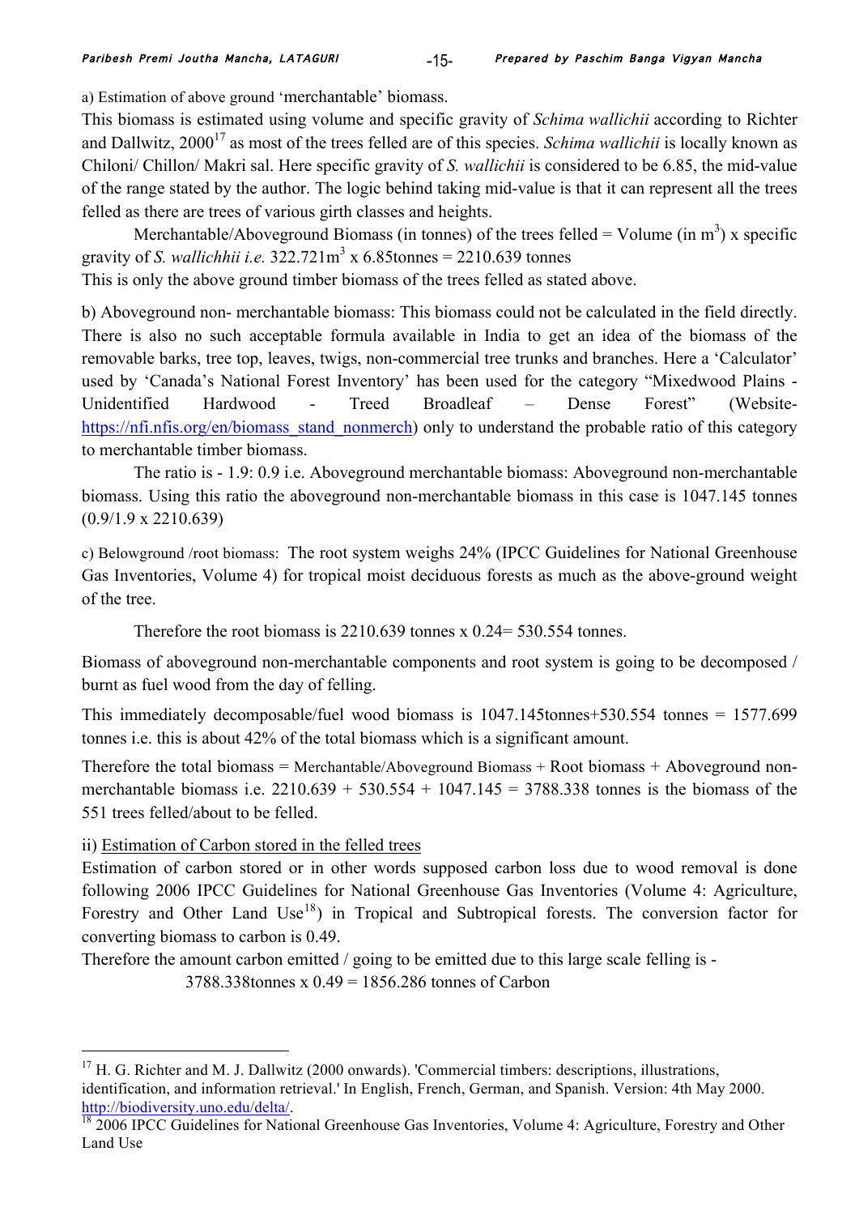a) Estimation of above ground 'merchantable' biomass.

This biomass is estimated using volume and specific gravity of *Schima wallichii* according to Richter and Dallwitz, 2000[17] as most of the trees felled are of this species. *Schima wallichii* is locally known as Chiloni/ Chillon/ Makri sal. Here specific gravity of *S. wallichii* is considered to be 6.85, the mid-value of the range stated by the author. The logic behind taking mid-value is that it can represent all the trees felled as there are trees of various girth classes and heights.

Merchantable/Aboveground Biomass (in tonnes) of the trees felled = Volume (in $m^3$) x specific gravity of *S. wallichhii i.e.* 322.721$m^3$ x 6.85tonnes = 2210.639 tonnes

This is only the above ground timber biomass of the trees felled as stated above.

b) Aboveground non- merchantable biomass: This biomass could not be calculated in the field directly. There is also no such acceptable formula available in India to get an idea of the biomass of the removable barks, tree top, leaves, twigs, non-commercial tree trunks and branches. Here a 'Calculator' used by 'Canada's National Forest Inventory' has been used for the category "Mixedwood Plains - Unidentified Hardwood - Treed Broadleaf – Dense Forest" (Website- https://nfi.nfis.org/en/biomass_stand_nonmerch) only to understand the probable ratio of this category to merchantable timber biomass.

The ratio is - 1.9: 0.9 i.e. Aboveground merchantable biomass: Aboveground non-merchantable biomass. Using this ratio the aboveground non-merchantable biomass in this case is 1047.145 tonnes (0.9/1.9 x 2210.639)

c) Belowground /root biomass: The root system weighs 24% (IPCC Guidelines for National Greenhouse Gas Inventories, Volume 4) for tropical moist deciduous forests as much as the above-ground weight of the tree.

Therefore the root biomass is 2210.639 tonnes x 0.24= 530.554 tonnes.

Biomass of aboveground non-merchantable components and root system is going to be decomposed / burnt as fuel wood from the day of felling.

This immediately decomposable/fuel wood biomass is 1047.145tonnes+530.554 tonnes = 1577.699 tonnes i.e. this is about 42% of the total biomass which is a significant amount.

Therefore the total biomass = Merchantable/Aboveground Biomass + Root biomass + Aboveground non-merchantable biomass i.e. 2210.639 + 530.554 + 1047.145 = 3788.338 tonnes is the biomass of the 551 trees felled/about to be felled.

ii) Estimation of Carbon stored in the felled trees

Estimation of carbon stored or in other words supposed carbon loss due to wood removal is done following 2006 IPCC Guidelines for National Greenhouse Gas Inventories (Volume 4: Agriculture, Forestry and Other Land Use[18]) in Tropical and Subtropical forests. The conversion factor for converting biomass to carbon is 0.49.

Therefore the amount carbon emitted / going to be emitted due to this large scale felling is -

3788.338tonnes x 0.49 = 1856.286 tonnes of Carbon

---

[17] H. G. Richter and M. J. Dallwitz (2000 onwards). 'Commercial timbers: descriptions, illustrations, identification, and information retrieval.' In English, French, German, and Spanish. Version: 4th May 2000. http://biodiversity.uno.edu/delta/.

[18] 2006 IPCC Guidelines for National Greenhouse Gas Inventories, Volume 4: Agriculture, Forestry and Other Land Use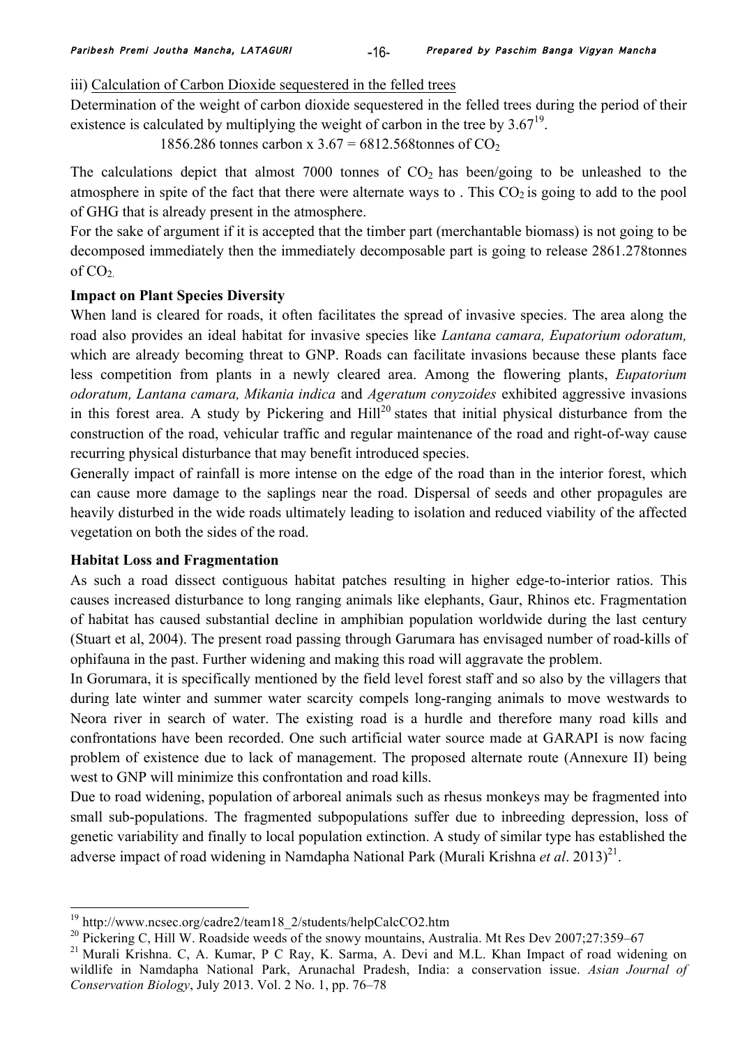iii) Calculation of Carbon Dioxide sequestered in the felled trees

Determination of the weight of carbon dioxide sequestered in the felled trees during the period of their existence is calculated by multiplying the weight of carbon in the tree by 3.67[19].

1856.286 tonnes carbon x 3.67 = 6812.568tonnes of $CO_2$

The calculations depict that almost 7000 tonnes of $CO_2$ has been/going to be unleashed to the atmosphere in spite of the fact that there were alternate ways to . This $CO_2$ is going to add to the pool of GHG that is already present in the atmosphere.

For the sake of argument if it is accepted that the timber part (merchantable biomass) is not going to be decomposed immediately then the immediately decomposable part is going to release 2861.278tonnes of $CO_2$.

**Impact on Plant Species Diversity**

When land is cleared for roads, it often facilitates the spread of invasive species. The area along the road also provides an ideal habitat for invasive species like *Lantana camara, Eupatorium odoratum,* which are already becoming threat to GNP. Roads can facilitate invasions because these plants face less competition from plants in a newly cleared area. Among the flowering plants, *Eupatorium odoratum, Lantana camara, Mikania indica* and *Ageratum conyzoides* exhibited aggressive invasions in this forest area. A study by Pickering and Hill[20] states that initial physical disturbance from the construction of the road, vehicular traffic and regular maintenance of the road and right-of-way cause recurring physical disturbance that may benefit introduced species.

Generally impact of rainfall is more intense on the edge of the road than in the interior forest, which can cause more damage to the saplings near the road. Dispersal of seeds and other propagules are heavily disturbed in the wide roads ultimately leading to isolation and reduced viability of the affected vegetation on both the sides of the road.

**Habitat Loss and Fragmentation**

As such a road dissect contiguous habitat patches resulting in higher edge-to-interior ratios. This causes increased disturbance to long ranging animals like elephants, Gaur, Rhinos etc. Fragmentation of habitat has caused substantial decline in amphibian population worldwide during the last century (Stuart et al, 2004). The present road passing through Garumara has envisaged number of road-kills of ophifauna in the past. Further widening and making this road will aggravate the problem.

In Gorumara, it is specifically mentioned by the field level forest staff and so also by the villagers that during late winter and summer water scarcity compels long-ranging animals to move westwards to Neora river in search of water. The existing road is a hurdle and therefore many road kills and confrontations have been recorded. One such artificial water source made at GARAPI is now facing problem of existence due to lack of management. The proposed alternate route (Annexure II) being west to GNP will minimize this confrontation and road kills.

Due to road widening, population of arboreal animals such as rhesus monkeys may be fragmented into small sub-populations. The fragmented subpopulations suffer due to inbreeding depression, loss of genetic variability and finally to local population extinction. A study of similar type has established the adverse impact of road widening in Namdapha National Park (Murali Krishna *et al*. 2013)[21].

---

[19] http://www.ncsec.org/cadre2/team18_2/students/helpCalcCO2.htm

[20] Pickering C, Hill W. Roadside weeds of the snowy mountains, Australia. Mt Res Dev 2007;27:359–67

[21] Murali Krishna. C, A. Kumar, P C Ray, K. Sarma, A. Devi and M.L. Khan Impact of road widening on wildlife in Namdapha National Park, Arunachal Pradesh, India: a conservation issue. *Asian Journal of Conservation Biology*, July 2013. Vol. 2 No. 1, pp. 76–78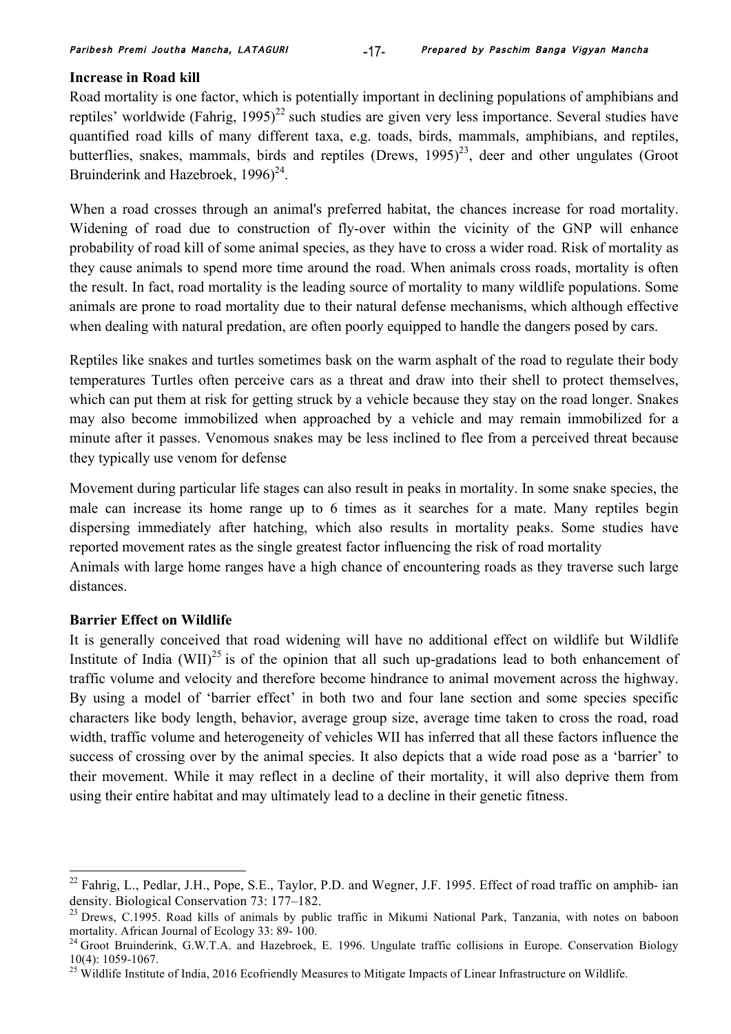**Increase in Road kill**

Road mortality is one factor, which is potentially important in declining populations of amphibians and reptiles' worldwide (Fahrig, 1995)[22] such studies are given very less importance. Several studies have quantified road kills of many different taxa, e.g. toads, birds, mammals, amphibians, and reptiles, butterflies, snakes, mammals, birds and reptiles (Drews, 1995)[23], deer and other ungulates (Groot Bruinderink and Hazebroek, 1996)[24].

When a road crosses through an animal's preferred habitat, the chances increase for road mortality. Widening of road due to construction of fly-over within the vicinity of the GNP will enhance probability of road kill of some animal species, as they have to cross a wider road. Risk of mortality as they cause animals to spend more time around the road. When animals cross roads, mortality is often the result. In fact, road mortality is the leading source of mortality to many wildlife populations. Some animals are prone to road mortality due to their natural defense mechanisms, which although effective when dealing with natural predation, are often poorly equipped to handle the dangers posed by cars.

Reptiles like snakes and turtles sometimes bask on the warm asphalt of the road to regulate their body temperatures Turtles often perceive cars as a threat and draw into their shell to protect themselves, which can put them at risk for getting struck by a vehicle because they stay on the road longer. Snakes may also become immobilized when approached by a vehicle and may remain immobilized for a minute after it passes. Venomous snakes may be less inclined to flee from a perceived threat because they typically use venom for defense

Movement during particular life stages can also result in peaks in mortality. In some snake species, the male can increase its home range up to 6 times as it searches for a mate. Many reptiles begin dispersing immediately after hatching, which also results in mortality peaks. Some studies have reported movement rates as the single greatest factor influencing the risk of road mortality

Animals with large home ranges have a high chance of encountering roads as they traverse such large distances.

**Barrier Effect on Wildlife**

It is generally conceived that road widening will have no additional effect on wildlife but Wildlife Institute of India (WII)[25] is of the opinion that all such up-gradations lead to both enhancement of traffic volume and velocity and therefore become hindrance to animal movement across the highway. By using a model of 'barrier effect' in both two and four lane section and some species specific characters like body length, behavior, average group size, average time taken to cross the road, road width, traffic volume and heterogeneity of vehicles WII has inferred that all these factors influence the success of crossing over by the animal species. It also depicts that a wide road pose as a 'barrier' to their movement. While it may reflect in a decline of their mortality, it will also deprive them from using their entire habitat and may ultimately lead to a decline in their genetic fitness.

---

[22] Fahrig, L., Pedlar, J.H., Pope, S.E., Taylor, P.D. and Wegner, J.F. 1995. Effect of road traffic on amphib- ian density. Biological Conservation 73: 177–182.

[23] Drews, C.1995. Road kills of animals by public traffic in Mikumi National Park, Tanzania, with notes on baboon mortality. African Journal of Ecology 33: 89- 100.

[24] Groot Bruinderink, G.W.T.A. and Hazebroek, E. 1996. Ungulate traffic collisions in Europe. Conservation Biology 10(4): 1059-1067.

[25] Wildlife Institute of India, 2016 Ecofriendly Measures to Mitigate Impacts of Linear Infrastructure on Wildlife.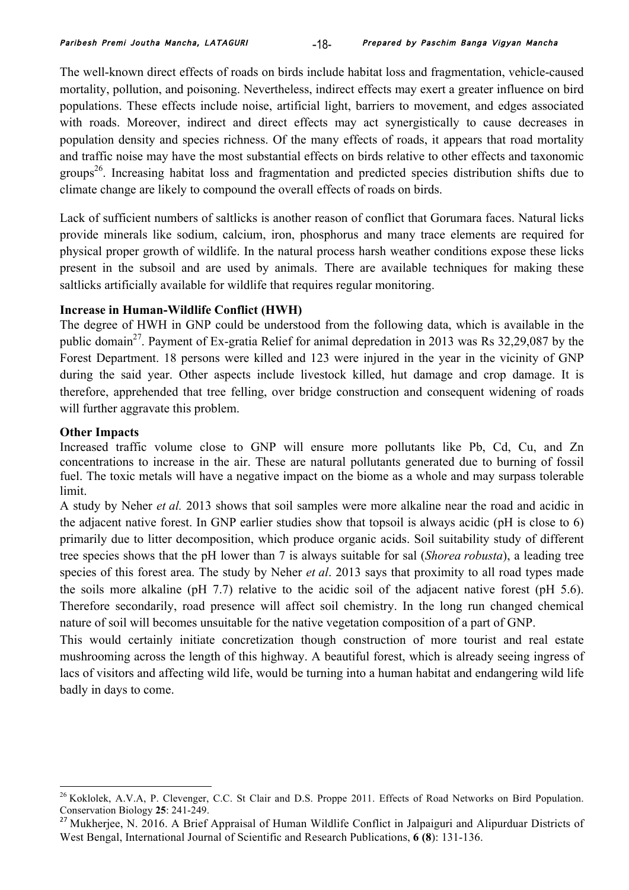The well-known direct effects of roads on birds include habitat loss and fragmentation, vehicle-caused mortality, pollution, and poisoning. Nevertheless, indirect effects may exert a greater influence on bird populations. These effects include noise, artificial light, barriers to movement, and edges associated with roads. Moreover, indirect and direct effects may act synergistically to cause decreases in population density and species richness. Of the many effects of roads, it appears that road mortality and traffic noise may have the most substantial effects on birds relative to other effects and taxonomic groups[26]. Increasing habitat loss and fragmentation and predicted species distribution shifts due to climate change are likely to compound the overall effects of roads on birds.

Lack of sufficient numbers of saltlicks is another reason of conflict that Gorumara faces. Natural licks provide minerals like sodium, calcium, iron, phosphorus and many trace elements are required for physical proper growth of wildlife. In the natural process harsh weather conditions expose these licks present in the subsoil and are used by animals. There are available techniques for making these saltlicks artificially available for wildlife that requires regular monitoring.

**Increase in Human-Wildlife Conflict (HWH)**

The degree of HWH in GNP could be understood from the following data, which is available in the public domain[27]. Payment of Ex-gratia Relief for animal depredation in 2013 was Rs 32,29,087 by the Forest Department. 18 persons were killed and 123 were injured in the year in the vicinity of GNP during the said year. Other aspects include livestock killed, hut damage and crop damage. It is therefore, apprehended that tree felling, over bridge construction and consequent widening of roads will further aggravate this problem.

**Other Impacts**

Increased traffic volume close to GNP will ensure more pollutants like Pb, Cd, Cu, and Zn concentrations to increase in the air. These are natural pollutants generated due to burning of fossil fuel. The toxic metals will have a negative impact on the biome as a whole and may surpass tolerable limit.

A study by Neher *et al.* 2013 shows that soil samples were more alkaline near the road and acidic in the adjacent native forest. In GNP earlier studies show that topsoil is always acidic (pH is close to 6) primarily due to litter decomposition, which produce organic acids. Soil suitability study of different tree species shows that the pH lower than 7 is always suitable for sal (*Shorea robusta*), a leading tree species of this forest area. The study by Neher *et al*. 2013 says that proximity to all road types made the soils more alkaline (pH 7.7) relative to the acidic soil of the adjacent native forest (pH 5.6). Therefore secondarily, road presence will affect soil chemistry. In the long run changed chemical nature of soil will becomes unsuitable for the native vegetation composition of a part of GNP.

This would certainly initiate concretization though construction of more tourist and real estate mushrooming across the length of this highway. A beautiful forest, which is already seeing ingress of lacs of visitors and affecting wild life, would be turning into a human habitat and endangering wild life badly in days to come.

---

[26] Koklolek, A.V.A, P. Clevenger, C.C. St Clair and D.S. Proppe 2011. Effects of Road Networks on Bird Population. Conservation Biology **25**: 241-249.

[27] Mukherjee, N. 2016. A Brief Appraisal of Human Wildlife Conflict in Jalpaiguri and Alipurduar Districts of West Bengal, International Journal of Scientific and Research Publications, **6 (8)**: 131-136.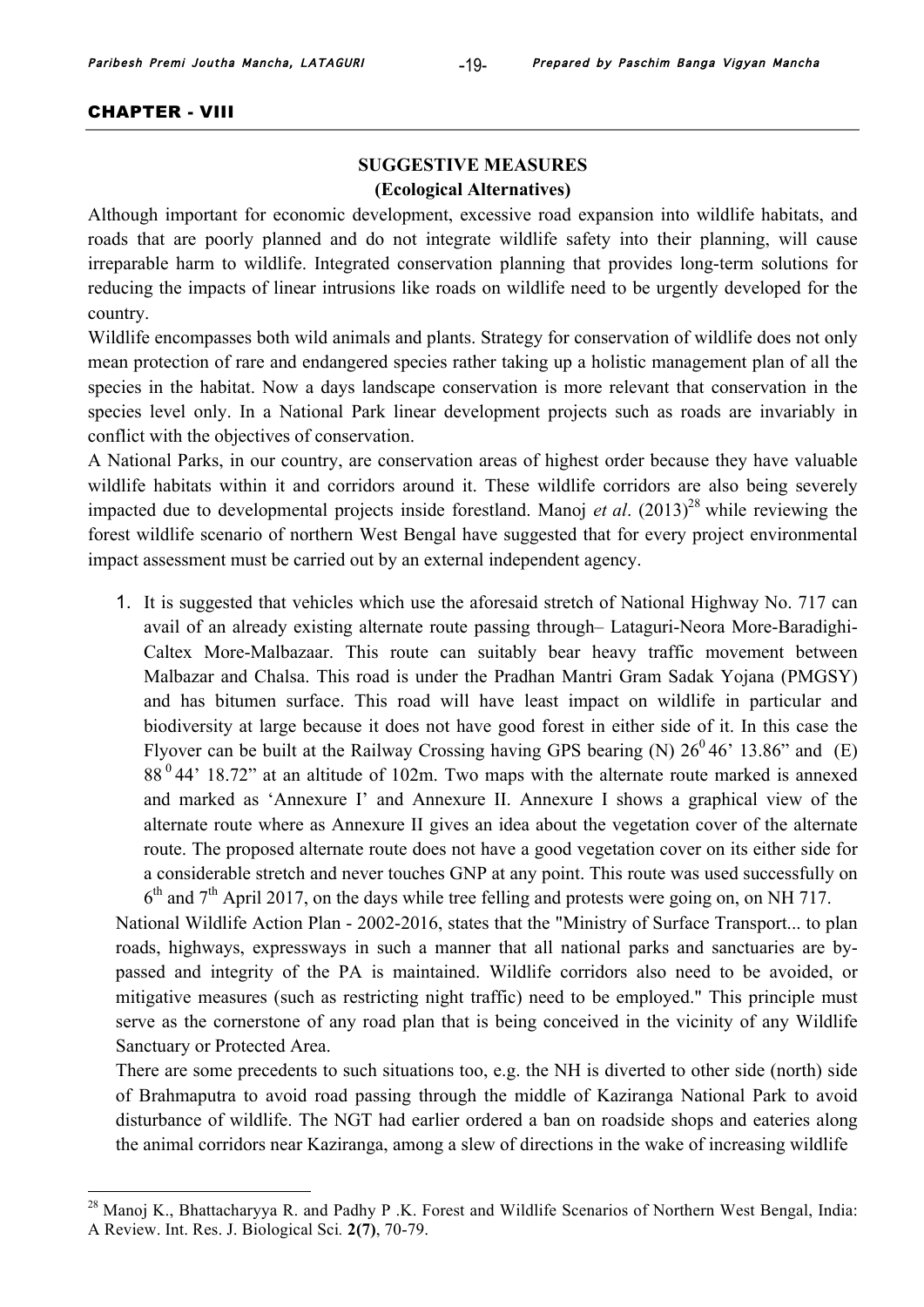## CHAPTER - VIII

### SUGGESTIVE MEASURES
### (Ecological Alternatives)

Although important for economic development, excessive road expansion into wildlife habitats, and roads that are poorly planned and do not integrate wildlife safety into their planning, will cause irreparable harm to wildlife. Integrated conservation planning that provides long-term solutions for reducing the impacts of linear intrusions like roads on wildlife need to be urgently developed for the country.

Wildlife encompasses both wild animals and plants. Strategy for conservation of wildlife does not only mean protection of rare and endangered species rather taking up a holistic management plan of all the species in the habitat. Now a days landscape conservation is more relevant that conservation in the species level only. In a National Park linear development projects such as roads are invariably in conflict with the objectives of conservation.

A National Parks, in our country, are conservation areas of highest order because they have valuable wildlife habitats within it and corridors around it. These wildlife corridors are also being severely impacted due to developmental projects inside forestland. Manoj *et al*. (2013)[28] while reviewing the forest wildlife scenario of northern West Bengal have suggested that for every project environmental impact assessment must be carried out by an external independent agency.

1. It is suggested that vehicles which use the aforesaid stretch of National Highway No. 717 can avail of an already existing alternate route passing through– Lataguri-Neora More-Baradighi-Caltex More-Malbazaar. This route can suitably bear heavy traffic movement between Malbazar and Chalsa. This road is under the Pradhan Mantri Gram Sadak Yojana (PMGSY) and has bitumen surface. This road will have least impact on wildlife in particular and biodiversity at large because it does not have good forest in either side of it. In this case the Flyover can be built at the Railway Crossing having GPS bearing (N) $26^0$ 46' 13.86" and (E) $88^0$ 44' 18.72" at an altitude of 102m. Two maps with the alternate route marked is annexed and marked as 'Annexure I' and Annexure II. Annexure I shows a graphical view of the alternate route where as Annexure II gives an idea about the vegetation cover of the alternate route. The proposed alternate route does not have a good vegetation cover on its either side for a considerable stretch and never touches GNP at any point. This route was used successfully on 6th and 7th April 2017, on the days while tree felling and protests were going on, on NH 717.

National Wildlife Action Plan - 2002-2016, states that the "Ministry of Surface Transport... to plan roads, highways, expressways in such a manner that all national parks and sanctuaries are by-passed and integrity of the PA is maintained. Wildlife corridors also need to be avoided, or mitigative measures (such as restricting night traffic) need to be employed." This principle must serve as the cornerstone of any road plan that is being conceived in the vicinity of any Wildlife Sanctuary or Protected Area.

There are some precedents to such situations too, e.g. the NH is diverted to other side (north) side of Brahmaputra to avoid road passing through the middle of Kaziranga National Park to avoid disturbance of wildlife. The NGT had earlier ordered a ban on roadside shops and eateries along the animal corridors near Kaziranga, among a slew of directions in the wake of increasing wildlife

---

[28] Manoj K., Bhattacharyya R. and Padhy P .K. Forest and Wildlife Scenarios of Northern West Bengal, India: A Review. Int. Res. J. Biological Sci. **2(7)**, 70-79.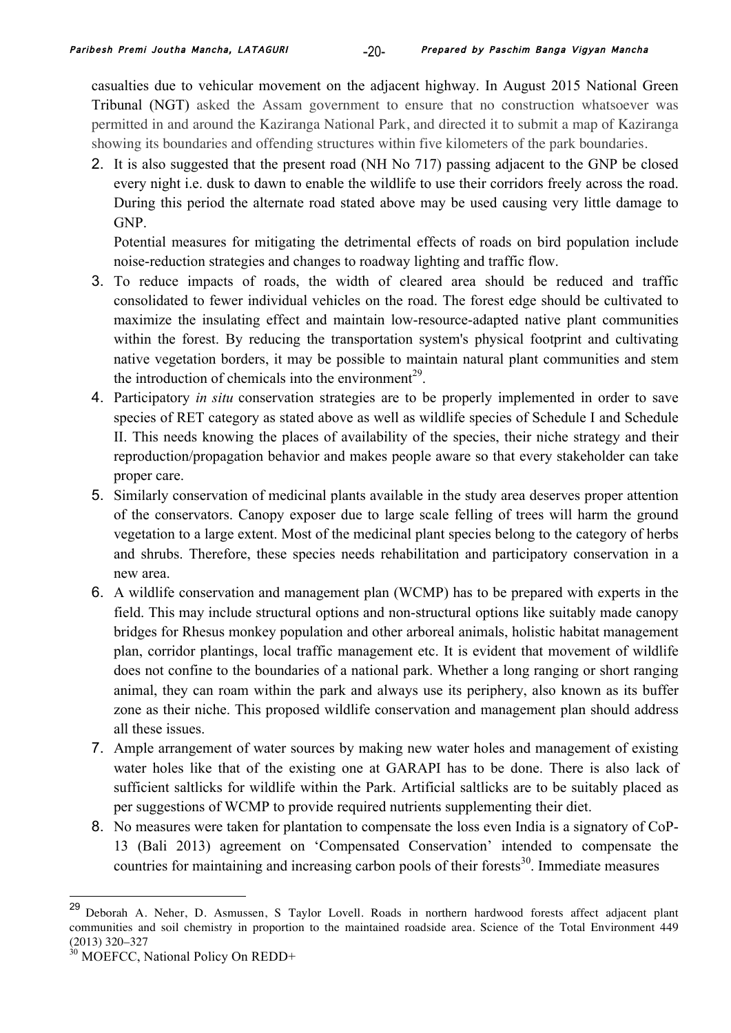casualties due to vehicular movement on the adjacent highway. In August 2015 National Green Tribunal (NGT) asked the Assam government to ensure that no construction whatsoever was permitted in and around the Kaziranga National Park, and directed it to submit a map of Kaziranga showing its boundaries and offending structures within five kilometers of the park boundaries.

2. It is also suggested that the present road (NH No 717) passing adjacent to the GNP be closed every night i.e. dusk to dawn to enable the wildlife to use their corridors freely across the road. During this period the alternate road stated above may be used causing very little damage to GNP.

   Potential measures for mitigating the detrimental effects of roads on bird population include noise-reduction strategies and changes to roadway lighting and traffic flow.

3. To reduce impacts of roads, the width of cleared area should be reduced and traffic consolidated to fewer individual vehicles on the road. The forest edge should be cultivated to maximize the insulating effect and maintain low-resource-adapted native plant communities within the forest. By reducing the transportation system's physical footprint and cultivating native vegetation borders, it may be possible to maintain natural plant communities and stem the introduction of chemicals into the environment[29].

4. Participatory *in situ* conservation strategies are to be properly implemented in order to save species of RET category as stated above as well as wildlife species of Schedule I and Schedule II. This needs knowing the places of availability of the species, their niche strategy and their reproduction/propagation behavior and makes people aware so that every stakeholder can take proper care.

5. Similarly conservation of medicinal plants available in the study area deserves proper attention of the conservators. Canopy exposer due to large scale felling of trees will harm the ground vegetation to a large extent. Most of the medicinal plant species belong to the category of herbs and shrubs. Therefore, these species needs rehabilitation and participatory conservation in a new area.

6. A wildlife conservation and management plan (WCMP) has to be prepared with experts in the field. This may include structural options and non-structural options like suitably made canopy bridges for Rhesus monkey population and other arboreal animals, holistic habitat management plan, corridor plantings, local traffic management etc. It is evident that movement of wildlife does not confine to the boundaries of a national park. Whether a long ranging or short ranging animal, they can roam within the park and always use its periphery, also known as its buffer zone as their niche. This proposed wildlife conservation and management plan should address all these issues.

7. Ample arrangement of water sources by making new water holes and management of existing water holes like that of the existing one at GARAPI has to be done. There is also lack of sufficient saltlicks for wildlife within the Park. Artificial saltlicks are to be suitably placed as per suggestions of WCMP to provide required nutrients supplementing their diet.

8. No measures were taken for plantation to compensate the loss even India is a signatory of CoP-13 (Bali 2013) agreement on 'Compensated Conservation' intended to compensate the countries for maintaining and increasing carbon pools of their forests[30]. Immediate measures

---

[29] Deborah A. Neher, D. Asmussen, S Taylor Lovell. Roads in northern hardwood forests affect adjacent plant communities and soil chemistry in proportion to the maintained roadside area. Science of the Total Environment 449 (2013) 320–327

[30] MOEFCC, National Policy On REDD+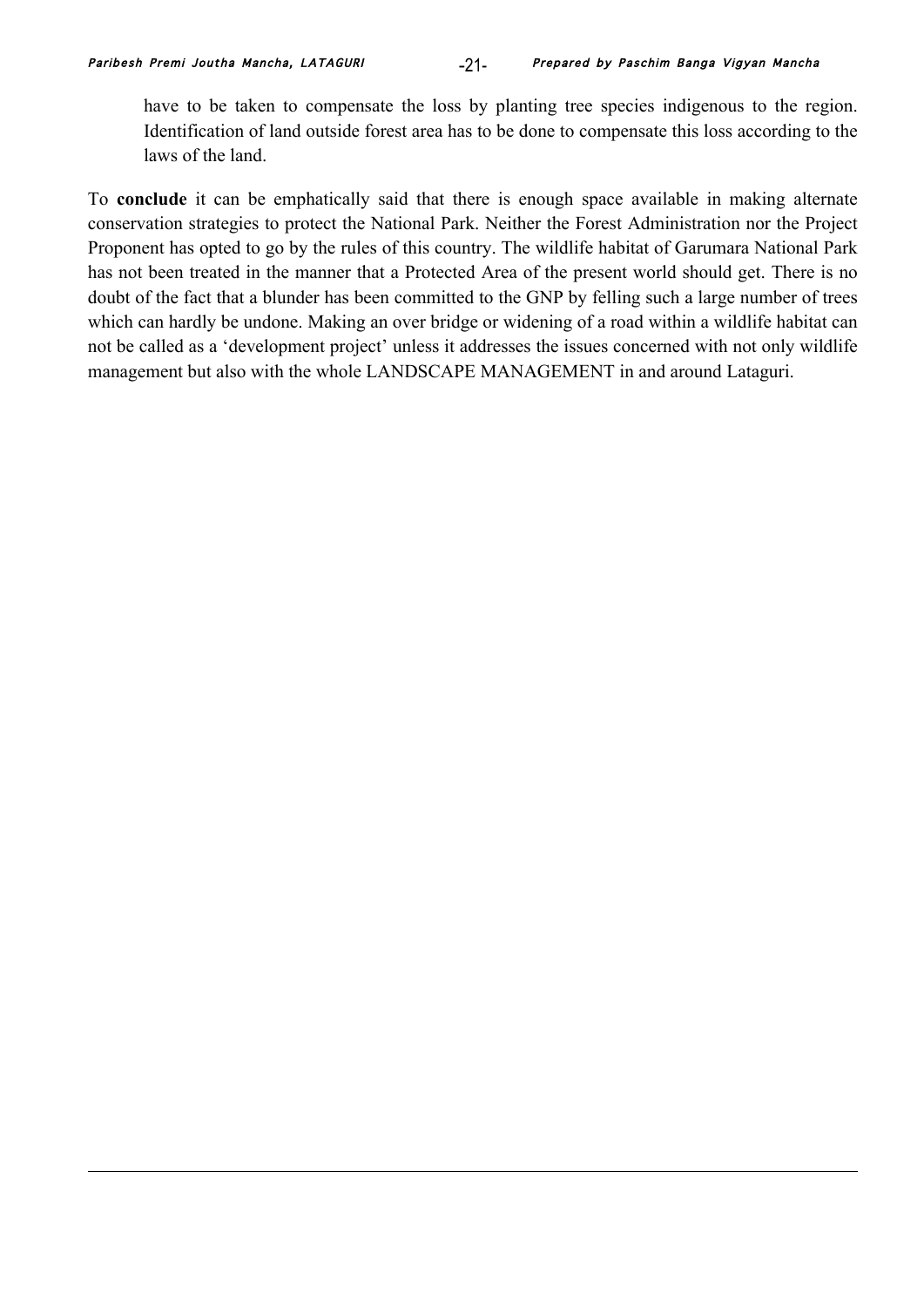have to be taken to compensate the loss by planting tree species indigenous to the region. Identification of land outside forest area has to be done to compensate this loss according to the laws of the land.

To **conclude** it can be emphatically said that there is enough space available in making alternate conservation strategies to protect the National Park. Neither the Forest Administration nor the Project Proponent has opted to go by the rules of this country. The wildlife habitat of Garumara National Park has not been treated in the manner that a Protected Area of the present world should get. There is no doubt of the fact that a blunder has been committed to the GNP by felling such a large number of trees which can hardly be undone. Making an over bridge or widening of a road within a wildlife habitat can not be called as a 'development project' unless it addresses the issues concerned with not only wildlife management but also with the whole LANDSCAPE MANAGEMENT in and around Lataguri.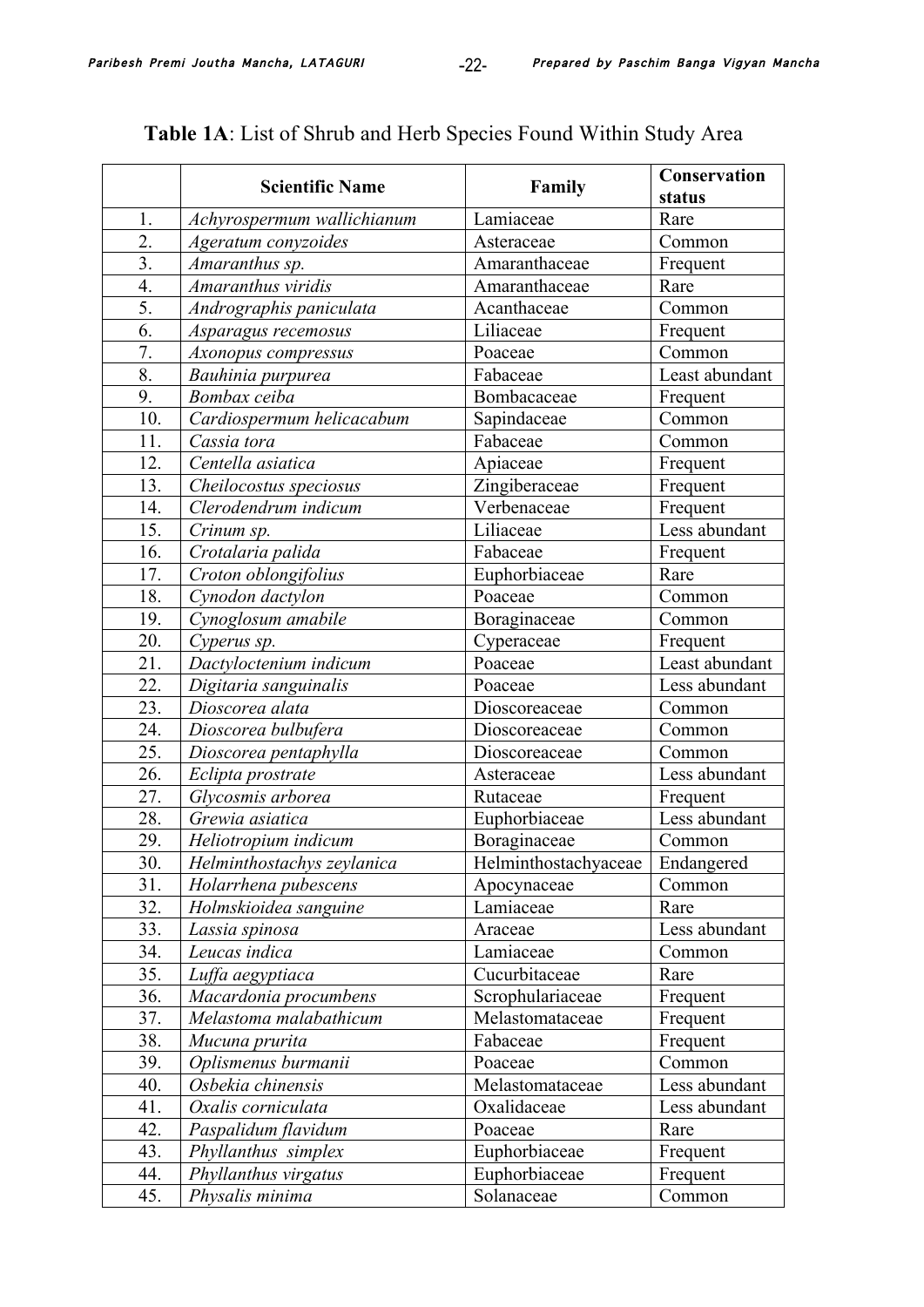**Table 1A**: List of Shrub and Herb Species Found Within Study Area

| | Scientific Name | Family | Conservation status |
|---|---|---|---|
| 1. | *Achyrospermum wallichianum* | Lamiaceae | Rare |
| 2. | *Ageratum conyzoides* | Asteraceae | Common |
| 3. | *Amaranthus sp.* | Amaranthaceae | Frequent |
| 4. | *Amaranthus viridis* | Amaranthaceae | Rare |
| 5. | *Andrographis paniculata* | Acanthaceae | Common |
| 6. | *Asparagus recemosus* | Liliaceae | Frequent |
| 7. | *Axonopus compressus* | Poaceae | Common |
| 8. | *Bauhinia purpurea* | Fabaceae | Least abundant |
| 9. | *Bombax ceiba* | Bombacaceae | Frequent |
| 10. | *Cardiospermum helicacabum* | Sapindaceae | Common |
| 11. | *Cassia tora* | Fabaceae | Common |
| 12. | *Centella asiatica* | Apiaceae | Frequent |
| 13. | *Cheilocostus speciosus* | Zingiberaceae | Frequent |
| 14. | *Clerodendrum indicum* | Verbenaceae | Frequent |
| 15. | *Crinum sp.* | Liliaceae | Less abundant |
| 16. | *Crotalaria palida* | Fabaceae | Frequent |
| 17. | *Croton oblongifolius* | Euphorbiaceae | Rare |
| 18. | *Cynodon dactylon* | Poaceae | Common |
| 19. | *Cynoglosum amabile* | Boraginaceae | Common |
| 20. | *Cyperus sp.* | Cyperaceae | Frequent |
| 21. | *Dactyloctenium indicum* | Poaceae | Least abundant |
| 22. | *Digitaria sanguinalis* | Poaceae | Less abundant |
| 23. | *Dioscorea alata* | Dioscoreaceae | Common |
| 24. | *Dioscorea bulbufera* | Dioscoreaceae | Common |
| 25. | *Dioscorea pentaphylla* | Dioscoreaceae | Common |
| 26. | *Eclipta prostrate* | Asteraceae | Less abundant |
| 27. | *Glycosmis arborea* | Rutaceae | Frequent |
| 28. | *Grewia asiatica* | Euphorbiaceae | Less abundant |
| 29. | *Heliotropium indicum* | Boraginaceae | Common |
| 30. | *Helminthostachys zeylanica* | Helminthostachyaceae | Endangered |
| 31. | *Holarrhena pubescens* | Apocynaceae | Common |
| 32. | *Holmskioidea sanguine* | Lamiaceae | Rare |
| 33. | *Lassia spinosa* | Araceae | Less abundant |
| 34. | *Leucas indica* | Lamiaceae | Common |
| 35. | *Luffa aegyptiaca* | Cucurbitaceae | Rare |
| 36. | *Macardonia procumbens* | Scrophulariaceae | Frequent |
| 37. | *Melastoma malabathicum* | Melastomataceae | Frequent |
| 38. | *Mucuna prurita* | Fabaceae | Frequent |
| 39. | *Oplismenus burmanii* | Poaceae | Common |
| 40. | *Osbekia chinensis* | Melastomataceae | Less abundant |
| 41. | *Oxalis corniculata* | Oxalidaceae | Less abundant |
| 42. | *Paspalidum flavidum* | Poaceae | Rare |
| 43. | *Phyllanthus simplex* | Euphorbiaceae | Frequent |
| 44. | *Phyllanthus virgatus* | Euphorbiaceae | Frequent |
| 45. | *Physalis minima* | Solanaceae | Common |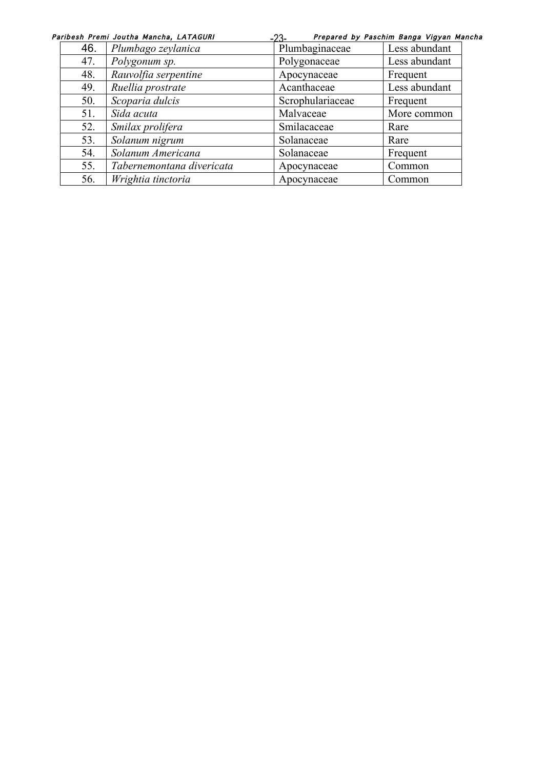| 46. | *Plumbago zeylanica* | Plumbaginaceae | Less abundant |
|---|---|---|---|
| 47. | *Polygonum sp.* | Polygonaceae | Less abundant |
| 48. | *Rauvolfia serpentine* | Apocynaceae | Frequent |
| 49. | *Ruellia prostrate* | Acanthaceae | Less abundant |
| 50. | *Scoparia dulcis* | Scrophulariaceae | Frequent |
| 51. | *Sida acuta* | Malvaceae | More common |
| 52. | *Smilax prolifera* | Smilacaceae | Rare |
| 53. | *Solanum nigrum* | Solanaceae | Rare |
| 54. | *Solanum Americana* | Solanaceae | Frequent |
| 55. | *Tabernemontana divericata* | Apocynaceae | Common |
| 56. | *Wrightia tinctoria* | Apocynaceae | Common |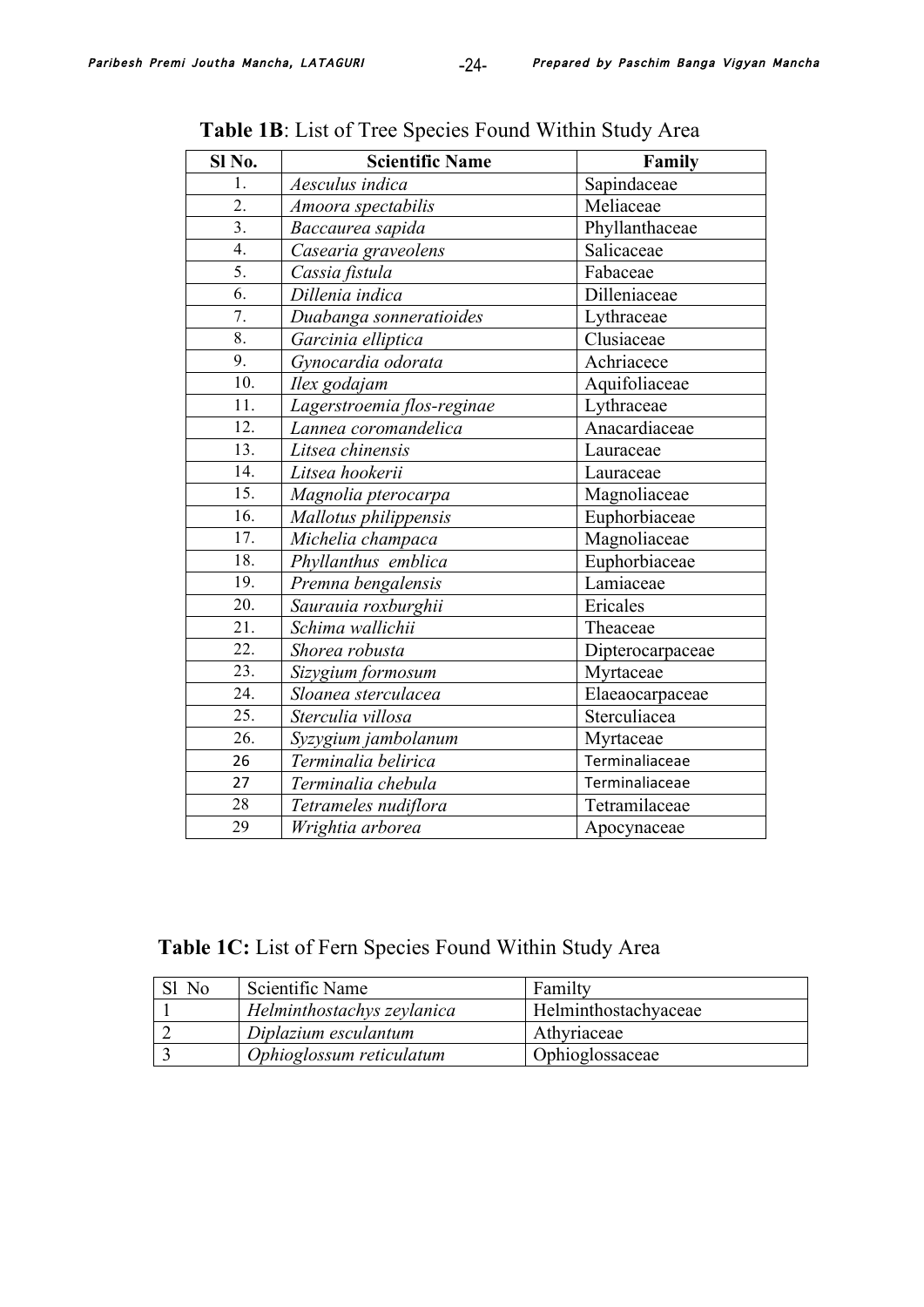**Table 1B**: List of Tree Species Found Within Study Area

| Sl No. | Scientific Name | Family |
|---|---|---|
| 1. | *Aesculus indica* | Sapindaceae |
| 2. | *Amoora spectabilis* | Meliaceae |
| 3. | *Baccaurea sapida* | Phyllanthaceae |
| 4. | *Casearia graveolens* | Salicaceae |
| 5. | *Cassia fistula* | Fabaceae |
| 6. | *Dillenia indica* | Dilleniaceae |
| 7. | *Duabanga sonneratioides* | Lythraceae |
| 8. | *Garcinia elliptica* | Clusiaceae |
| 9. | *Gynocardia odorata* | Achriacece |
| 10. | *Ilex godajam* | Aquifoliaceae |
| 11. | *Lagerstroemia flos-reginae* | Lythraceae |
| 12. | *Lannea coromandelica* | Anacardiaceae |
| 13. | *Litsea chinensis* | Lauraceae |
| 14. | *Litsea hookerii* | Lauraceae |
| 15. | *Magnolia pterocarpa* | Magnoliaceae |
| 16. | *Mallotus philippensis* | Euphorbiaceae |
| 17. | *Michelia champaca* | Magnoliaceae |
| 18. | *Phyllanthus emblica* | Euphorbiaceae |
| 19. | *Premna bengalensis* | Lamiaceae |
| 20. | *Saurauia roxburghii* | Ericales |
| 21. | *Schima wallichii* | Theaceae |
| 22. | *Shorea robusta* | Dipterocarpaceae |
| 23. | *Sizygium formosum* | Myrtaceae |
| 24. | *Sloanea sterculacea* | Elaeaocarpaceae |
| 25. | *Sterculia villosa* | Sterculiacea |
| 26. | *Syzygium jambolanum* | Myrtaceae |
| 26 | *Terminalia belirica* | Terminaliaceae |
| 27 | *Terminalia chebula* | Terminaliaceae |
| 28 | *Tetrameles nudiflora* | Tetramilaceae |
| 29 | *Wrightia arborea* | Apocynaceae |

**Table 1C:** List of Fern Species Found Within Study Area

| Sl No | Scientific Name | Familty |
|---|---|---|
| 1 | *Helminthostachys zeylanica* | Helminthostachyaceae |
| 2 | *Diplazium esculantum* | Athyriaceae |
| 3 | *Ophioglossum reticulatum* | Ophioglossaceae |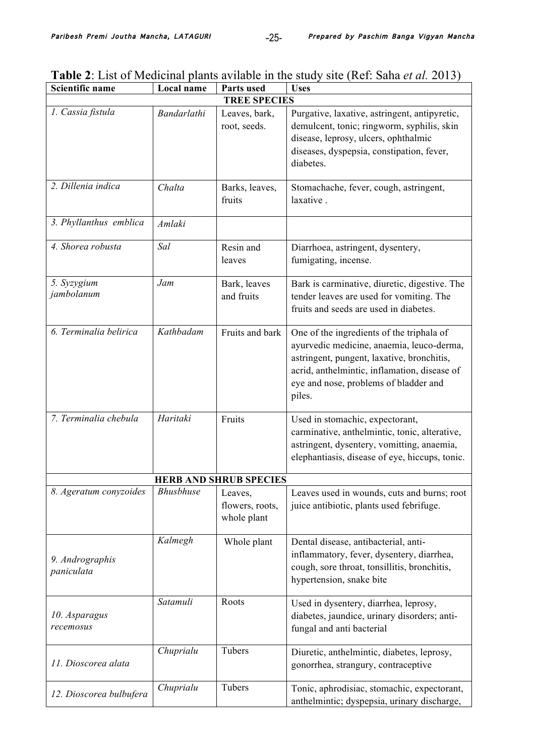**Table 2**: List of Medicinal plants avilable in the study site (Ref: Saha *et al.* 2013)

| Scientific name | Local name | Parts used | Uses |
|---|---|---|---|
| **TREE SPECIES** | | | |
| *1. Cassia fistula* | *Bandarlathi* | Leaves, bark, root, seeds. | Purgative, laxative, astringent, antipyretic, demulcent, tonic; ringworm, syphilis, skin disease, leprosy, ulcers, ophthalmic diseases, dyspepsia, constipation, fever, diabetes. |
| *2. Dillenia indica* | *Chalta* | Barks, leaves, fruits | Stomachache, fever, cough, astringent, laxative . |
| *3. Phyllanthus emblica* | *Amlaki* | | |
| *4. Shorea robusta* | *Sal* | Resin and leaves | Diarrhoea, astringent, dysentery, fumigating, incense. |
| *5. Syzygium jambolanum* | *Jam* | Bark, leaves and fruits | Bark is carminative, diuretic, digestive. The tender leaves are used for vomiting. The fruits and seeds are used in diabetes. |
| *6. Terminalia belirica* | *Kathbadam* | Fruits and bark | One of the ingredients of the triphala of ayurvedic medicine, anaemia, leuco-derma, astringent, pungent, laxative, bronchitis, acrid, anthelmintic, inflamation, disease of eye and nose, problems of bladder and piles. |
| *7. Terminalia chebula* | *Haritaki* | Fruits | Used in stomachic, expectorant, carminative, anthelmintic, tonic, alterative, astringent, dysentery, vomitting, anaemia, elephantiasis, disease of eye, hiccups, tonic. |
| **HERB AND SHRUB SPECIES** | | | |
| *8. Ageratum conyzoides* | *Bhusbhuse* | Leaves, flowers, roots, whole plant | Leaves used in wounds, cuts and burns; root juice antibiotic, plants used febrifuge. |
| *9. Andrographis paniculata* | *Kalmegh* | Whole plant | Dental disease, antibacterial, anti-inflammatory, fever, dysentery, diarrhea, cough, sore throat, tonsillitis, bronchitis, hypertension, snake bite |
| *10. Asparagus recemosus* | *Satamuli* | Roots | Used in dysentery, diarrhea, leprosy, diabetes, jaundice, urinary disorders; anti-fungal and anti bacterial |
| *11. Dioscorea alata* | *Chuprialu* | Tubers | Diuretic, anthelmintic, diabetes, leprosy, gonorrhea, strangury, contraceptive |
| *12. Dioscorea bulbufera* | *Chuprialu* | Tubers | Tonic, aphrodisiac, stomachic, expectorant, anthelmintic; dyspepsia, urinary discharge, |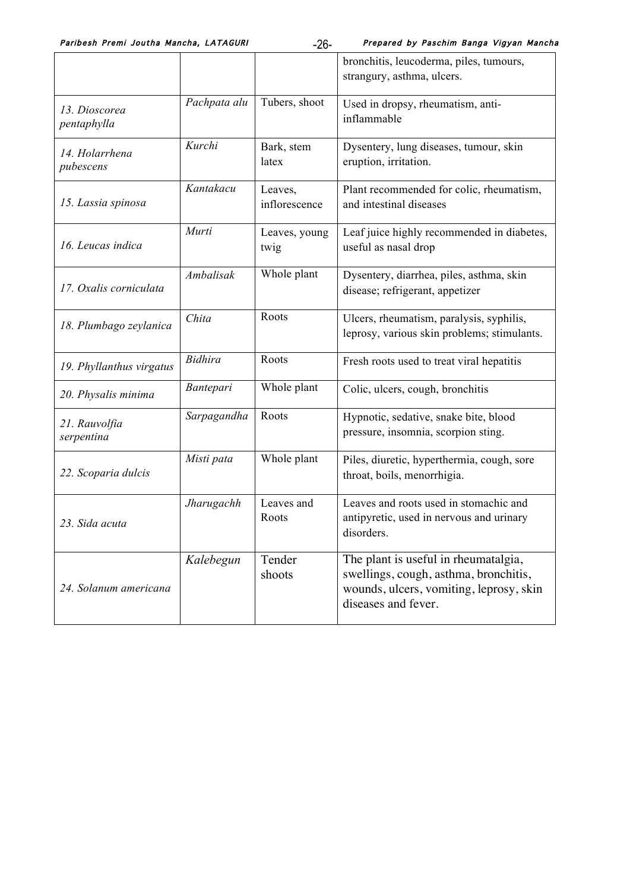| | | | |
|---|---|---|---|
| | | | bronchitis, leucoderma, piles, tumours, strangury, asthma, ulcers. |
| 13. *Dioscorea pentaphylla* | *Pachpata alu* | Tubers, shoot | Used in dropsy, rheumatism, anti-inflammable |
| 14. *Holarrhena pubescens* | *Kurchi* | Bark, stem latex | Dysentery, lung diseases, tumour, skin eruption, irritation. |
| 15. *Lassia spinosa* | *Kantakacu* | Leaves, inflorescence | Plant recommended for colic, rheumatism, and intestinal diseases |
| 16. *Leucas indica* | *Murti* | Leaves, young twig | Leaf juice highly recommended in diabetes, useful as nasal drop |
| 17. *Oxalis corniculata* | *Ambalisak* | Whole plant | Dysentery, diarrhea, piles, asthma, skin disease; refrigerant, appetizer |
| 18. *Plumbago zeylanica* | *Chita* | Roots | Ulcers, rheumatism, paralysis, syphilis, leprosy, various skin problems; stimulants. |
| 19. *Phyllanthus virgatus* | *Bidhira* | Roots | Fresh roots used to treat viral hepatitis |
| 20. *Physalis minima* | *Bantepari* | Whole plant | Colic, ulcers, cough, bronchitis |
| 21. *Rauvolfia serpentina* | *Sarpagandha* | Roots | Hypnotic, sedative, snake bite, blood pressure, insomnia, scorpion sting. |
| 22. *Scoparia dulcis* | *Misti pata* | Whole plant | Piles, diuretic, hyperthermia, cough, sore throat, boils, menorrhigia. |
| 23. *Sida acuta* | *Jharugachh* | Leaves and Roots | Leaves and roots used in stomachic and antipyretic, used in nervous and urinary disorders. |
| 24. *Solanum americana* | *Kalebegun* | Tender shoots | The plant is useful in rheumatalgia, swellings, cough, asthma, bronchitis, wounds, ulcers, vomiting, leprosy, skin diseases and fever. |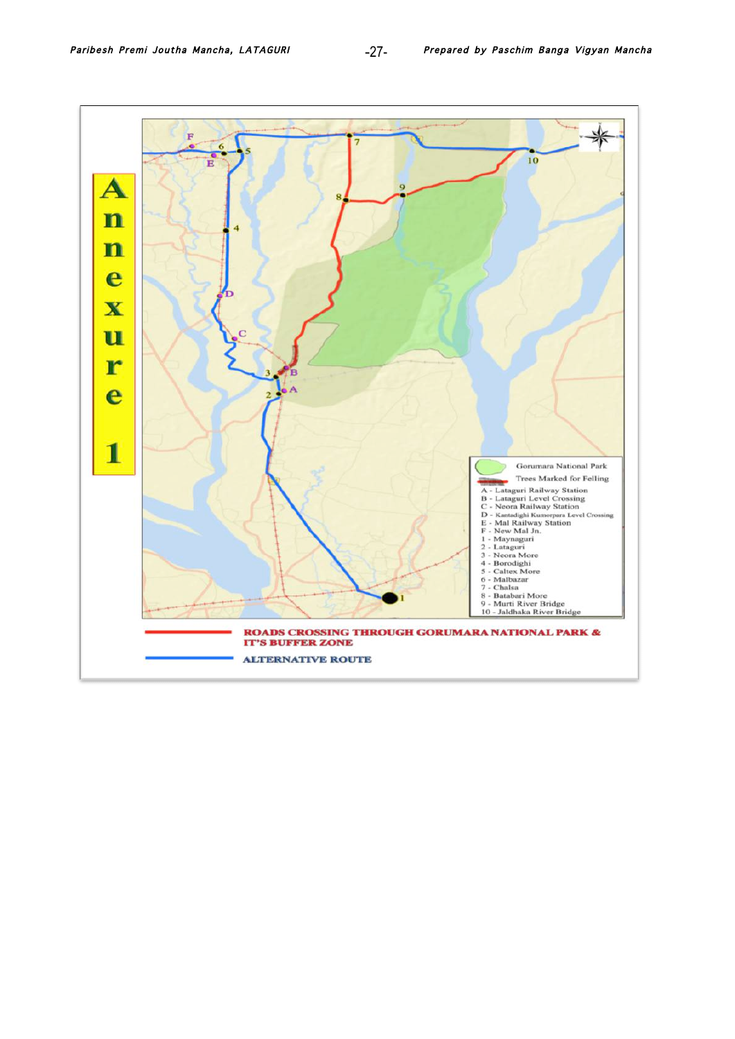# Annexure 1

Gorumara National Park

Trees Marked for Felling

A - Lataguri Railway Station
B - Lataguri Level Crossing
C - Neora Railway Station
D - Kantadighi Kumorpara Level Crossing
E - Mal Railway Station
F - New Mal Jn.
1 - Maynaguri
2 - Lataguri
3 - Neora More
4 - Borodighi
5 - Caltex More
6 - Malbazar
7 - Chalsa
8 - Batabari More
9 - Murti River Bridge
10 - Jaldhaka River Bridge

ROADS CROSSING THROUGH GORUMARA NATIONAL PARK & IT'S BUFFER ZONE

ALTERNATIVE ROUTE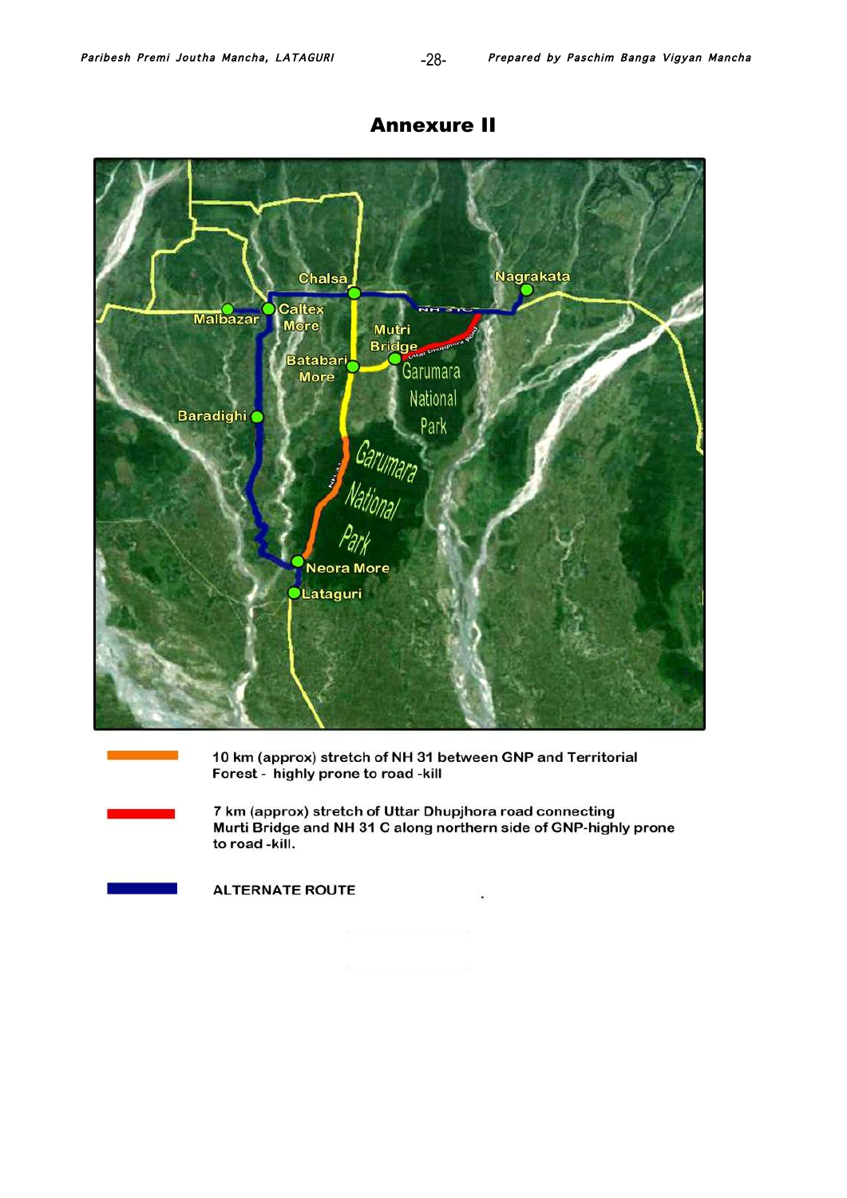# Annexure II

Chalsa

Nagrakata

Malbazar

Caltex More

Mutri Bridge

Batabari More

Garumara National Park

Baradighi

Garumara National Park

Neora More

Lataguri

10 km (approx) stretch of NH 31 between GNP and Territorial Forest - highly prone to road -kill

7 km (approx) stretch of Uttar Dhupjhora road connecting Murti Bridge and NH 31 C along northern side of GNP-highly prone to road -kill.

ALTERNATE ROUTE